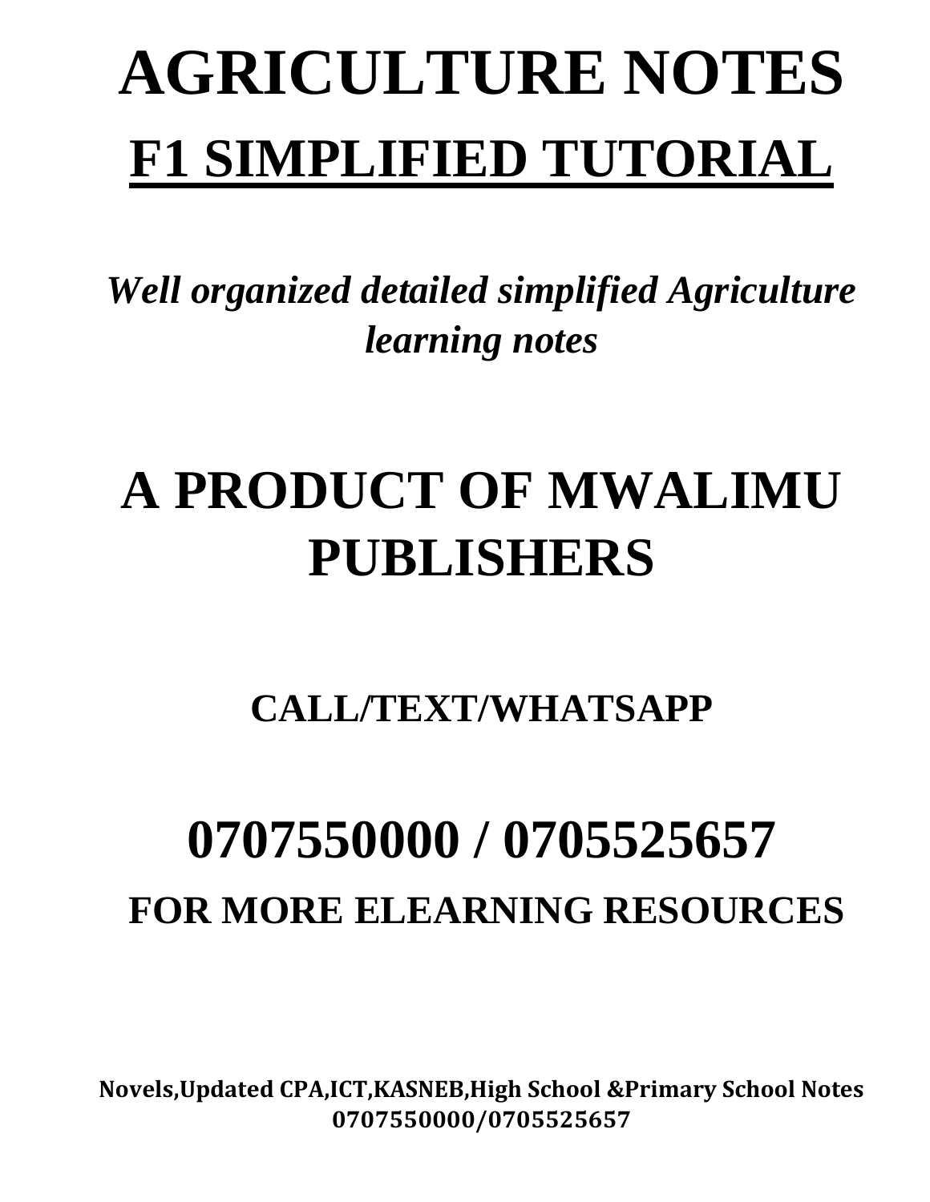# AGRICULTURE NOTES

## F1 SIMPLIFIED TUTORIAL

*Well organized detailed simplified Agriculture learning notes*

# A PRODUCT OF MWALIMU PUBLISHERS

**CALL/TEXT/WHATSAPP**

# 0707550000 / 0705525657

**FOR MORE ELEARNING RESOURCES**

**Novels,Updated CPA,ICT,KASNEB,High School &Primary School Notes 0707550000/0705525657**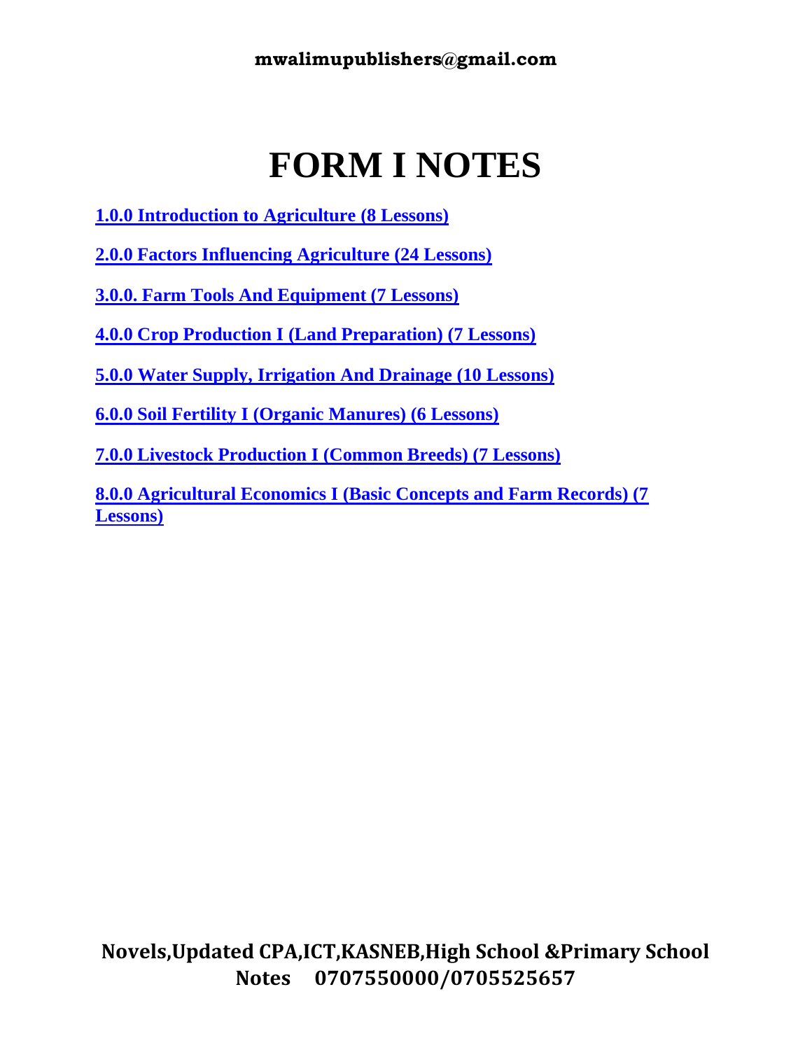# FORM I NOTES

1.0.0 Introduction to Agriculture (8 Lessons)

2.0.0 Factors Influencing Agriculture (24 Lessons)

3.0.0. Farm Tools And Equipment (7 Lessons)

4.0.0 Crop Production I (Land Preparation) (7 Lessons)

5.0.0 Water Supply, Irrigation And Drainage (10 Lessons)

6.0.0 Soil Fertility I (Organic Manures) (6 Lessons)

7.0.0 Livestock Production I (Common Breeds) (7 Lessons)

8.0.0 Agricultural Economics I (Basic Concepts and Farm Records) (7 Lessons)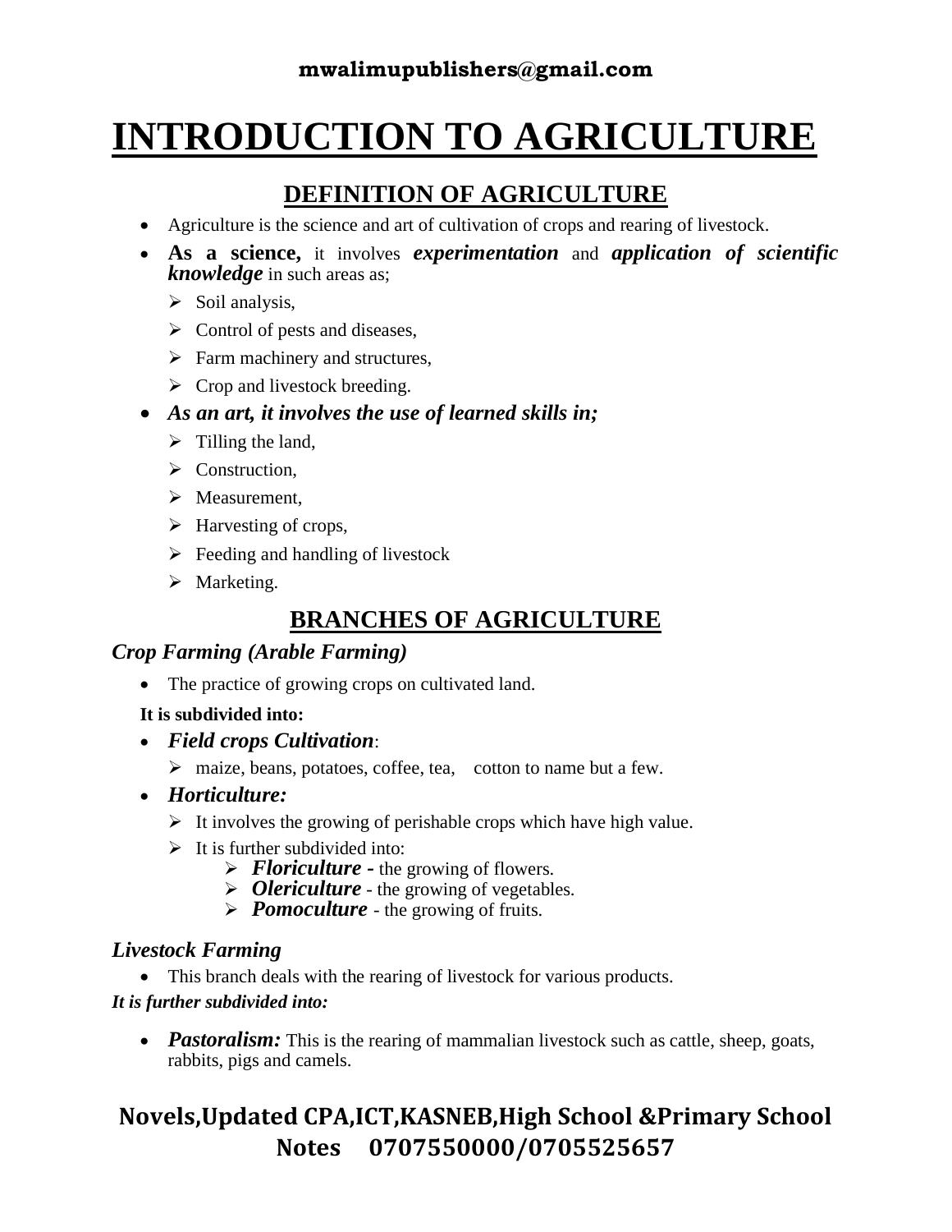# INTRODUCTION TO AGRICULTURE

## DEFINITION OF AGRICULTURE

- Agriculture is the science and art of cultivation of crops and rearing of livestock.
- **As a science,** it involves ***experimentation*** and ***application of scientific knowledge*** in such areas as;
  - Soil analysis,
  - Control of pests and diseases,
  - Farm machinery and structures,
  - Crop and livestock breeding.
- ***As an art, it involves the use of learned skills in;***
  - Tilling the land,
  - Construction,
  - Measurement,
  - Harvesting of crops,
  - Feeding and handling of livestock
  - Marketing.

## BRANCHES OF AGRICULTURE

### *Crop Farming (Arable Farming)*

- The practice of growing crops on cultivated land.

**It is subdivided into:**

- ***Field crops Cultivation***:
  - maize, beans, potatoes, coffee, tea, cotton to name but a few.
- ***Horticulture:***
  - It involves the growing of perishable crops which have high value.
  - It is further subdivided into:
    - ***Floriculture -*** the growing of flowers.
    - ***Olericulture*** - the growing of vegetables.
    - ***Pomoculture*** - the growing of fruits.

### *Livestock Farming*

- This branch deals with the rearing of livestock for various products.

***It is further subdivided into:***

- ***Pastoralism:*** This is the rearing of mammalian livestock such as cattle, sheep, goats, rabbits, pigs and camels.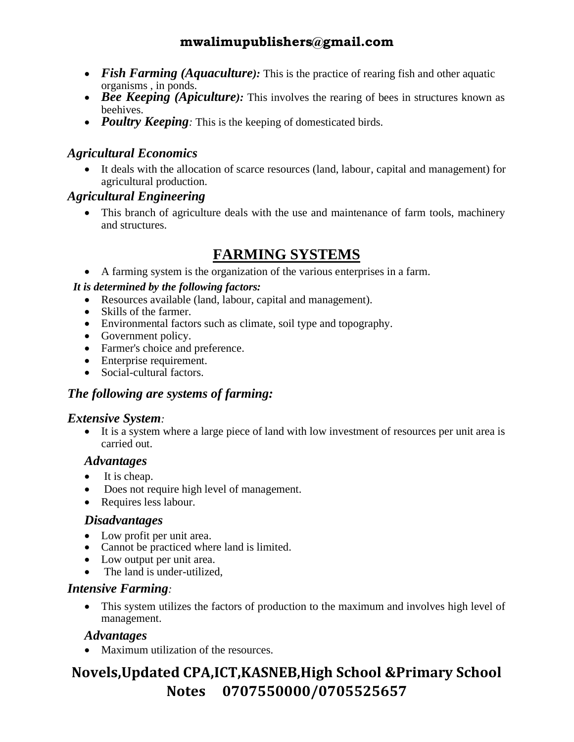- ***Fish Farming (Aquaculture):*** This is the practice of rearing fish and other aquatic organisms , in ponds.
- ***Bee Keeping (Apiculture):*** This involves the rearing of bees in structures known as beehives.
- ***Poultry Keeping**:* This is the keeping of domesticated birds.

### *Agricultural Economics*

- It deals with the allocation of scarce resources (land, labour, capital and management) for agricultural production.

### *Agricultural Engineering*

- This branch of agriculture deals with the use and maintenance of farm tools, machinery and structures.

## FARMING SYSTEMS

- A farming system is the organization of the various enterprises in a farm.

***It is determined by the following factors:***

- Resources available (land, labour, capital and management).
- Skills of the farmer.
- Environmental factors such as climate, soil type and topography.
- Government policy.
- Farmer's choice and preference.
- Enterprise requirement.
- Social-cultural factors.

### *The following are systems of farming:*

### *Extensive System:*

- It is a system where a large piece of land with low investment of resources per unit area is carried out.

#### *Advantages*

- It is cheap.
- Does not require high level of management.
- Requires less labour.

#### *Disadvantages*

- Low profit per unit area.
- Cannot be practiced where land is limited.
- Low output per unit area.
- The land is under-utilized,

### *Intensive Farming:*

- This system utilizes the factors of production to the maximum and involves high level of management.

#### *Advantages*

- Maximum utilization of the resources.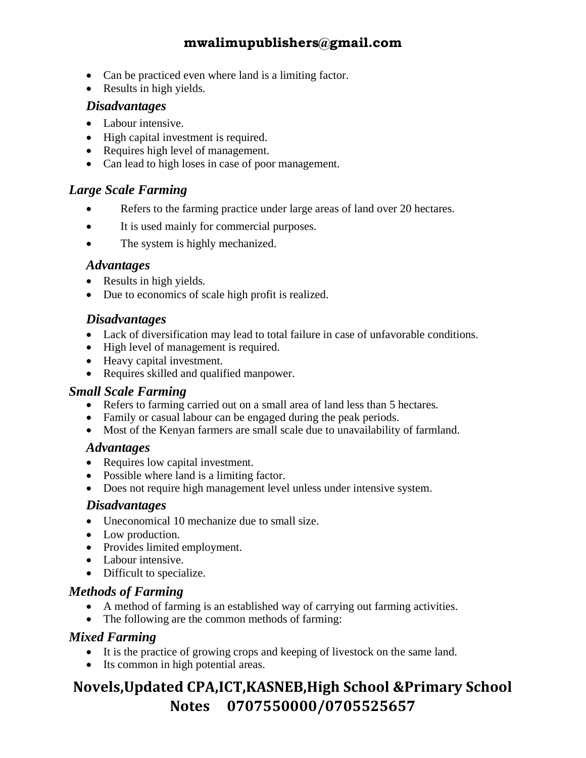- Can be practiced even where land is a limiting factor.
- Results in high yields.

### *Disadvantages*

- Labour intensive.
- High capital investment is required.
- Requires high level of management.
- Can lead to high loses in case of poor management.

## *Large Scale Farming*

- Refers to the farming practice under large areas of land over 20 hectares.
- It is used mainly for commercial purposes.
- The system is highly mechanized.

### *Advantages*

- Results in high yields.
- Due to economics of scale high profit is realized.

### *Disadvantages*

- Lack of diversification may lead to total failure in case of unfavorable conditions.
- High level of management is required.
- Heavy capital investment.
- Requires skilled and qualified manpower.

## *Small Scale Farming*

- Refers to farming carried out on a small area of land less than 5 hectares.
- Family or casual labour can be engaged during the peak periods.
- Most of the Kenyan farmers are small scale due to unavailability of farmland.

### *Advantages*

- Requires low capital investment.
- Possible where land is a limiting factor.
- Does not require high management level unless under intensive system.

### *Disadvantages*

- Uneconomical 10 mechanize due to small size.
- Low production.
- Provides limited employment.
- Labour intensive.
- Difficult to specialize.

## *Methods of Farming*

- A method of farming is an established way of carrying out farming activities.
- The following are the common methods of farming:

## *Mixed Farming*

- It is the practice of growing crops and keeping of livestock on the same land.
- Its common in high potential areas.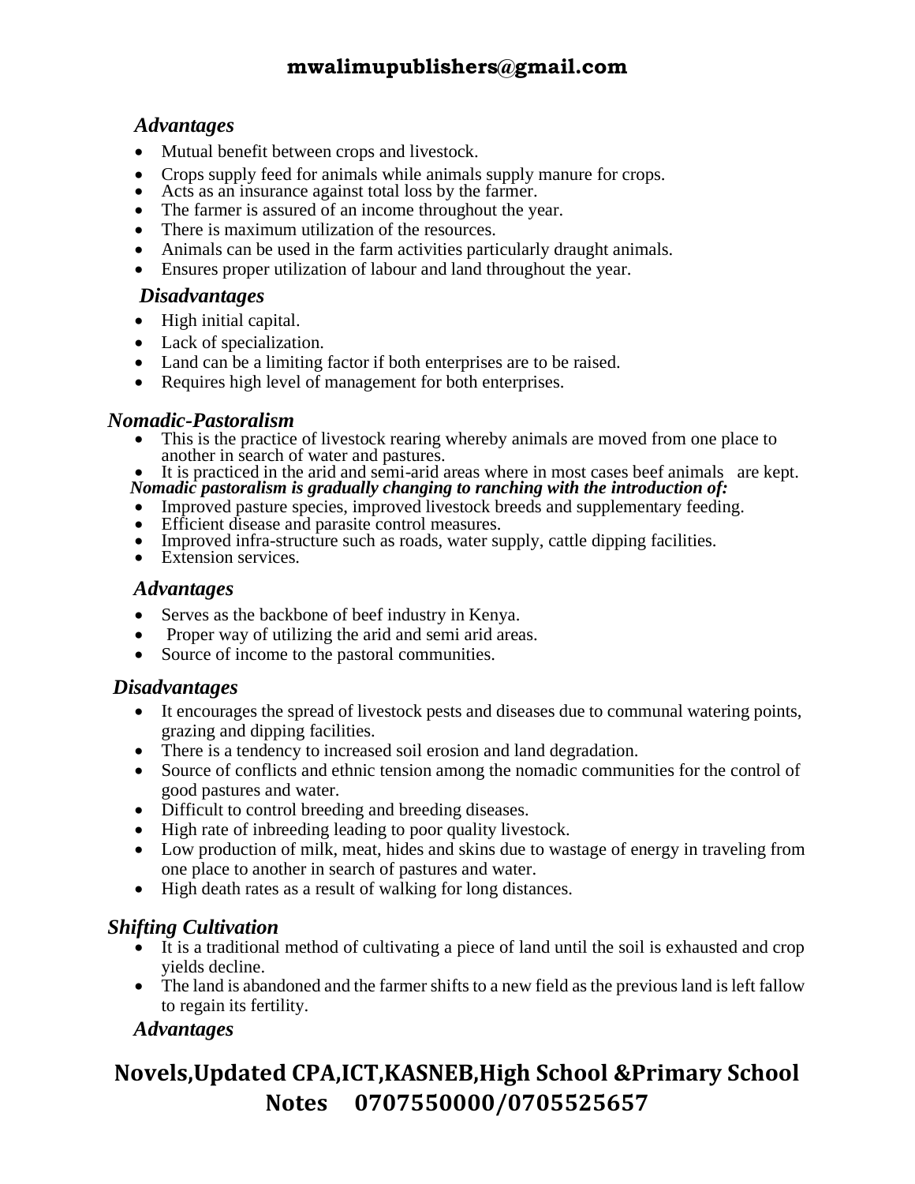### *Advantages*

- Mutual benefit between crops and livestock.
- Crops supply feed for animals while animals supply manure for crops.
- Acts as an insurance against total loss by the farmer.
- The farmer is assured of an income throughout the year.
- There is maximum utilization of the resources.
- Animals can be used in the farm activities particularly draught animals.
- Ensures proper utilization of labour and land throughout the year.

### *Disadvantages*

- High initial capital.
- Lack of specialization.
- Land can be a limiting factor if both enterprises are to be raised.
- Requires high level of management for both enterprises.

## *Nomadic-Pastoralism*

- This is the practice of livestock rearing whereby animals are moved from one place to another in search of water and pastures.
- It is practiced in the arid and semi-arid areas where in most cases beef animals are kept.

***Nomadic pastoralism is gradually changing to ranching with the introduction of:***

- Improved pasture species, improved livestock breeds and supplementary feeding.
- Efficient disease and parasite control measures.
- Improved infra-structure such as roads, water supply, cattle dipping facilities.
- Extension services.

### *Advantages*

- Serves as the backbone of beef industry in Kenya.
- Proper way of utilizing the arid and semi arid areas.
- Source of income to the pastoral communities.

### *Disadvantages*

- It encourages the spread of livestock pests and diseases due to communal watering points, grazing and dipping facilities.
- There is a tendency to increased soil erosion and land degradation.
- Source of conflicts and ethnic tension among the nomadic communities for the control of good pastures and water.
- Difficult to control breeding and breeding diseases.
- High rate of inbreeding leading to poor quality livestock.
- Low production of milk, meat, hides and skins due to wastage of energy in traveling from one place to another in search of pastures and water.
- High death rates as a result of walking for long distances.

## *Shifting Cultivation*

- It is a traditional method of cultivating a piece of land until the soil is exhausted and crop yields decline.
- The land is abandoned and the farmer shifts to a new field as the previous land is left fallow to regain its fertility.

### *Advantages*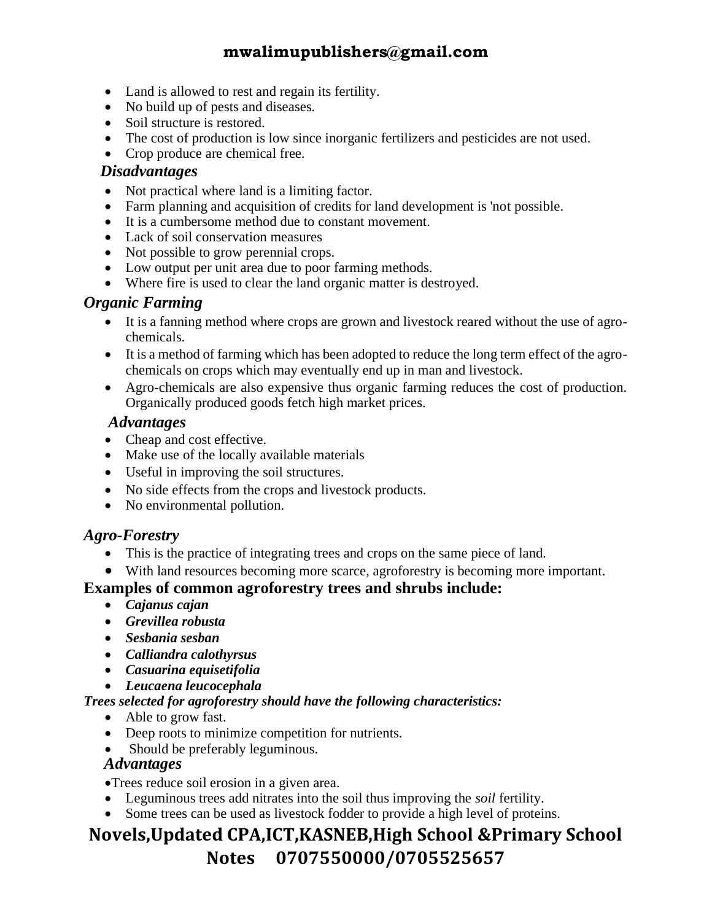- Land is allowed to rest and regain its fertility.
- No build up of pests and diseases.
- Soil structure is restored.
- The cost of production is low since inorganic fertilizers and pesticides are not used.
- Crop produce are chemical free.

### *Disadvantages*

- Not practical where land is a limiting factor.
- Farm planning and acquisition of credits for land development is 'not possible.
- It is a cumbersome method due to constant movement.
- Lack of soil conservation measures
- Not possible to grow perennial crops.
- Low output per unit area due to poor farming methods.
- Where fire is used to clear the land organic matter is destroyed.

## *Organic Farming*

- It is a fanning method where crops are grown and livestock reared without the use of agro-chemicals.
- It is a method of farming which has been adopted to reduce the long term effect of the agro-chemicals on crops which may eventually end up in man and livestock.
- Agro-chemicals are also expensive thus organic farming reduces the cost of production. Organically produced goods fetch high market prices.

### *Advantages*

- Cheap and cost effective.
- Make use of the locally available materials
- Useful in improving the soil structures.
- No side effects from the crops and livestock products.
- No environmental pollution.

## *Agro-Forestry*

- This is the practice of integrating trees and crops on the same piece of land.
- With land resources becoming more scarce, agroforestry is becoming more important.

### Examples of common agroforestry trees and shrubs include:

- ***Cajanus cajan***
- ***Grevillea robusta***
- ***Sesbania sesban***
- ***Calliandra calothyrsus***
- ***Casuarina equisetifolia***
- ***Leucaena leucocephala***

***Trees selected for agroforestry should have the following characteristics:***

- Able to grow fast.
- Deep roots to minimize competition for nutrients.
- Should be preferably leguminous.

### *Advantages*

- Trees reduce soil erosion in a given area.
- Leguminous trees add nitrates into the soil thus improving the *soil* fertility.
- Some trees can be used as livestock fodder to provide a high level of proteins.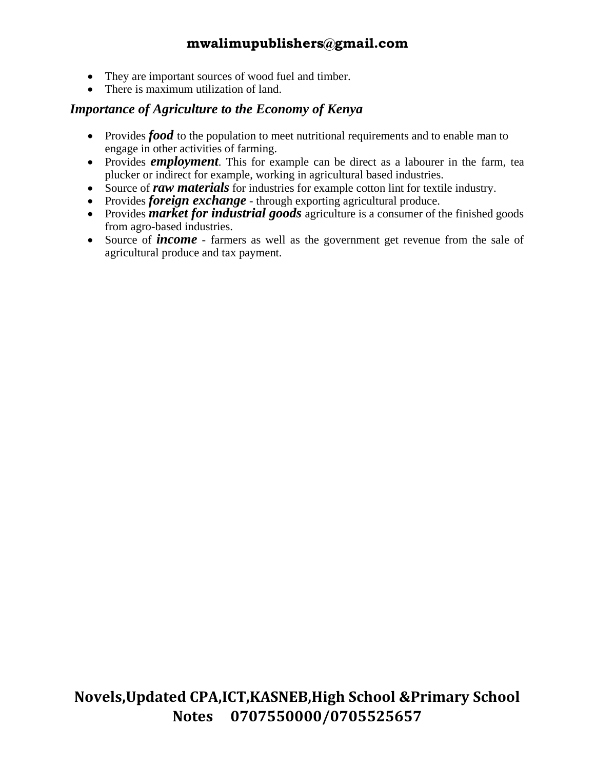- They are important sources of wood fuel and timber.
- There is maximum utilization of land.

### *Importance of Agriculture to the Economy of Kenya*

- Provides ***food*** to the population to meet nutritional requirements and to enable man to engage in other activities of farming.
- Provides ***employment***. This for example can be direct as a labourer in the farm, tea plucker or indirect for example, working in agricultural based industries.
- Source of ***raw materials*** for industries for example cotton lint for textile industry.
- Provides ***foreign exchange*** - through exporting agricultural produce.
- Provides ***market for industrial goods*** agriculture is a consumer of the finished goods from agro-based industries.
- Source of ***income*** - farmers as well as the government get revenue from the sale of agricultural produce and tax payment.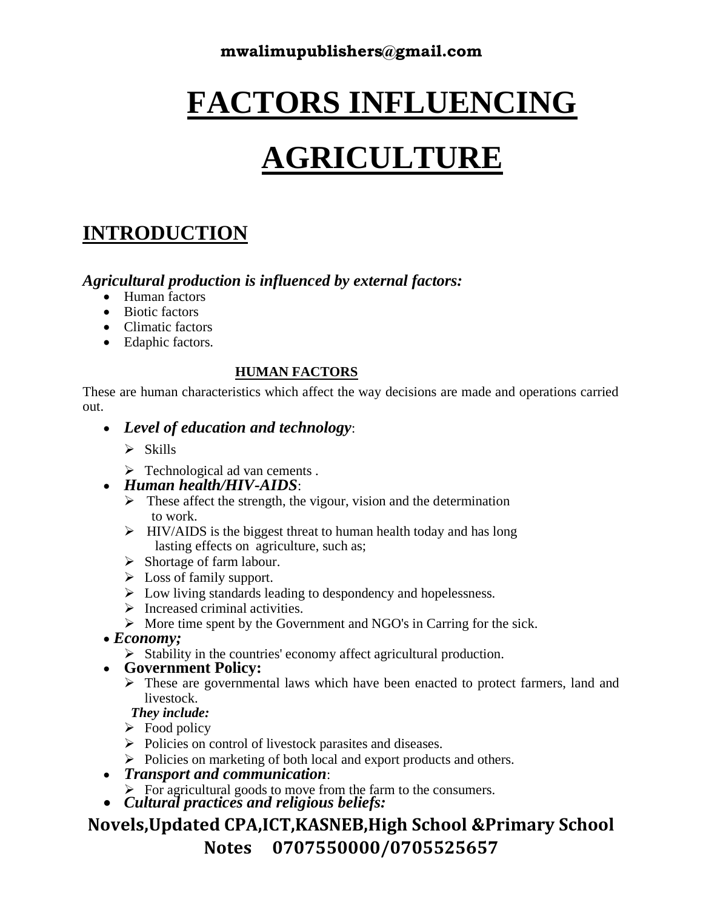# FACTORS INFLUENCING AGRICULTURE

## INTRODUCTION

***Agricultural production is influenced by external factors:***

- Human factors
- Biotic factors
- Climatic factors
- Edaphic factors.

### HUMAN FACTORS

These are human characteristics which affect the way decisions are made and operations carried out.

- ***Level of education and technology***:
  - Skills
  - Technological ad van cements .
- ***Human health/HIV-AIDS***:
  - These affect the strength, the vigour, vision and the determination to work.
  - HIV/AIDS is the biggest threat to human health today and has long lasting effects on agriculture, such as;
  - Shortage of farm labour.
  - Loss of family support.
  - Low living standards leading to despondency and hopelessness.
  - Increased criminal activities.
  - More time spent by the Government and NGO's in Carring for the sick.
- ***Economy;***
  - Stability in the countries' economy affect agricultural production.
- **Government Policy:**
  - These are governmental laws which have been enacted to protect farmers, land and livestock.

  ***They include:***
  - Food policy
  - Policies on control of livestock parasites and diseases.
  - Policies on marketing of both local and export products and others.
- ***Transport and communication***:
  - For agricultural goods to move from the farm to the consumers.
- ***Cultural practices and religious beliefs:***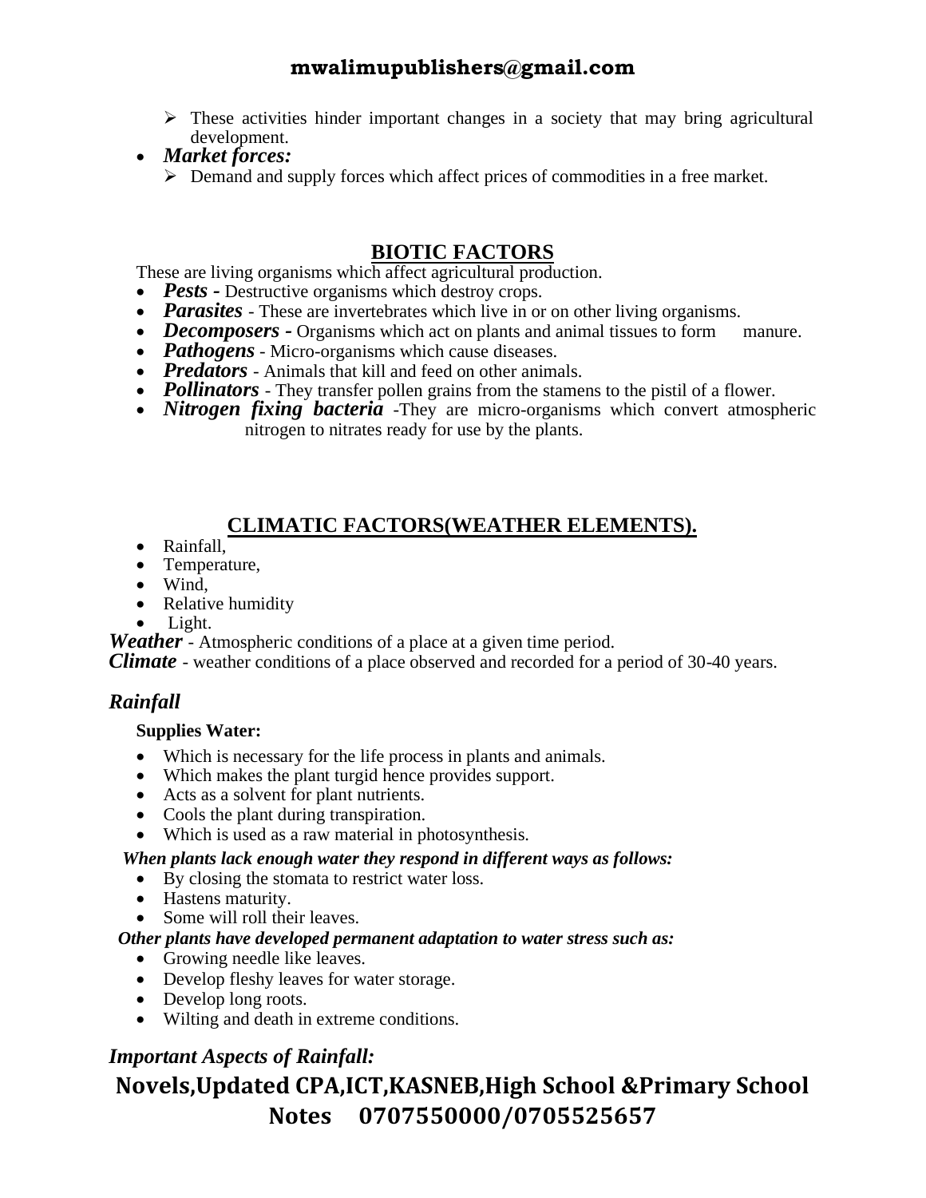- These activities hinder important changes in a society that may bring agricultural development.

- ***Market forces:***
  - Demand and supply forces which affect prices of commodities in a free market.

## BIOTIC FACTORS

These are living organisms which affect agricultural production.

- ***Pests -*** Destructive organisms which destroy crops.
- ***Parasites*** - These are invertebrates which live in or on other living organisms.
- ***Decomposers -*** Organisms which act on plants and animal tissues to form manure.
- ***Pathogens*** - Micro-organisms which cause diseases.
- ***Predators*** - Animals that kill and feed on other animals.
- ***Pollinators*** - They transfer pollen grains from the stamens to the pistil of a flower.
- ***Nitrogen fixing bacteria*** -They are micro-organisms which convert atmospheric nitrogen to nitrates ready for use by the plants.

## CLIMATIC FACTORS(WEATHER ELEMENTS).

- Rainfall,
- Temperature,
- Wind,
- Relative humidity
- Light.

***Weather*** - Atmospheric conditions of a place at a given time period.

***Climate*** - weather conditions of a place observed and recorded for a period of 30-40 years.

### *Rainfall*

**Supplies Water:**

- Which is necessary for the life process in plants and animals.
- Which makes the plant turgid hence provides support.
- Acts as a solvent for plant nutrients.
- Cools the plant during transpiration.
- Which is used as a raw material in photosynthesis.

***When plants lack enough water they respond in different ways as follows:***

- By closing the stomata to restrict water loss.
- Hastens maturity.
- Some will roll their leaves.

***Other plants have developed permanent adaptation to water stress such as:***

- Growing needle like leaves.
- Develop fleshy leaves for water storage.
- Develop long roots.
- Wilting and death in extreme conditions.

### *Important Aspects of Rainfall:*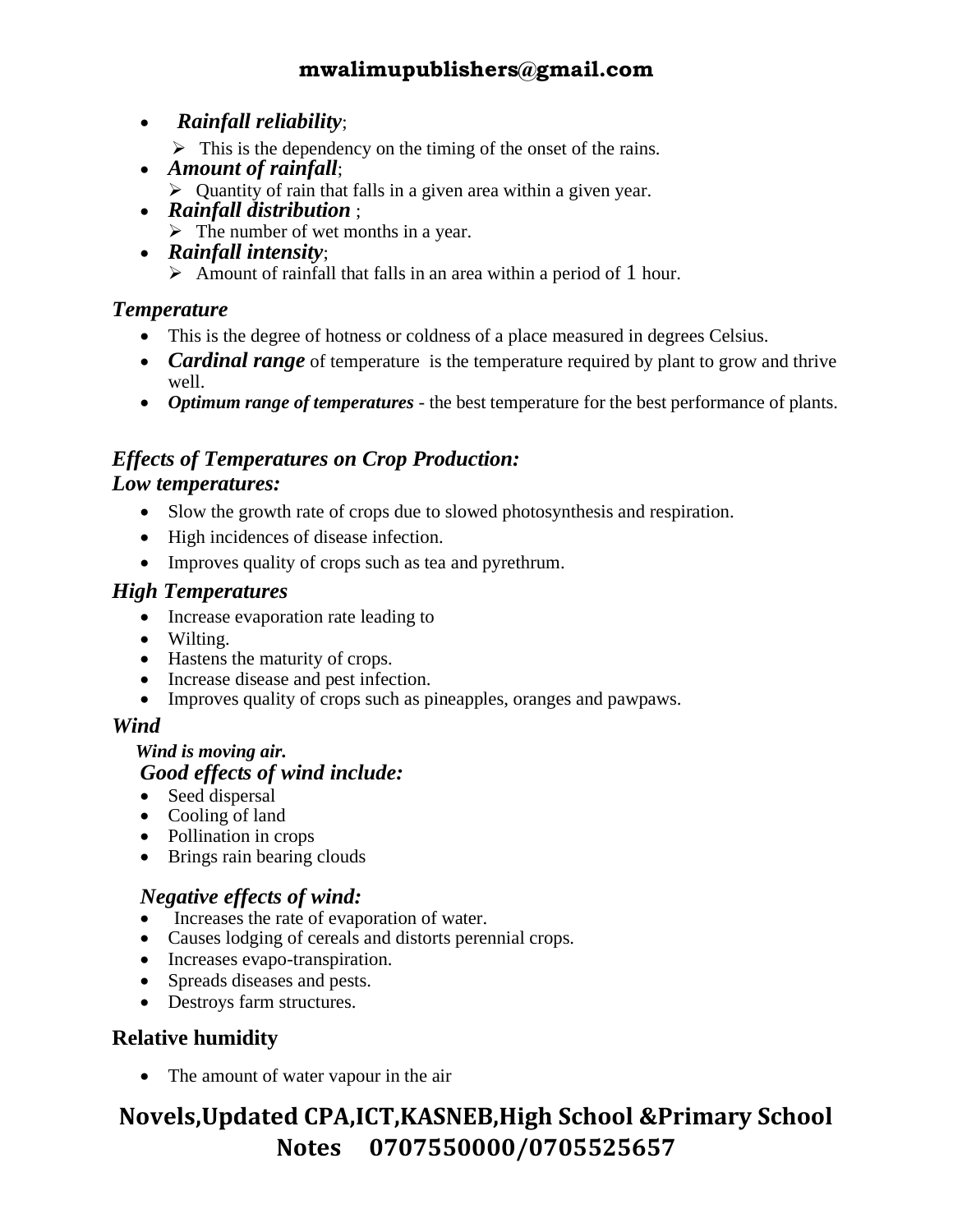- ***Rainfall reliability***;
  - This is the dependency on the timing of the onset of the rains.
- ***Amount of rainfall***;
  - Quantity of rain that falls in a given area within a given year.
- ***Rainfall distribution*** ;
  - The number of wet months in a year.
- ***Rainfall intensity***;
  - Amount of rainfall that falls in an area within a period of 1 hour.

### *Temperature*

- This is the degree of hotness or coldness of a place measured in degrees Celsius.
- ***Cardinal range*** of temperature is the temperature required by plant to grow and thrive well.
- ***Optimum range of temperatures*** - the best temperature for the best performance of plants.

### *Effects of Temperatures on Crop Production:*

#### *Low temperatures:*

- Slow the growth rate of crops due to slowed photosynthesis and respiration.
- High incidences of disease infection.
- Improves quality of crops such as tea and pyrethrum.

#### *High Temperatures*

- Increase evaporation rate leading to
- Wilting.
- Hastens the maturity of crops.
- Increase disease and pest infection.
- Improves quality of crops such as pineapples, oranges and pawpaws.

### *Wind*

***Wind is moving air.***

#### *Good effects of wind include:*

- Seed dispersal
- Cooling of land
- Pollination in crops
- Brings rain bearing clouds

#### *Negative effects of wind:*

- Increases the rate of evaporation of water.
- Causes lodging of cereals and distorts perennial crops.
- Increases evapo-transpiration.
- Spreads diseases and pests.
- Destroys farm structures.

### **Relative humidity**

- The amount of water vapour in the air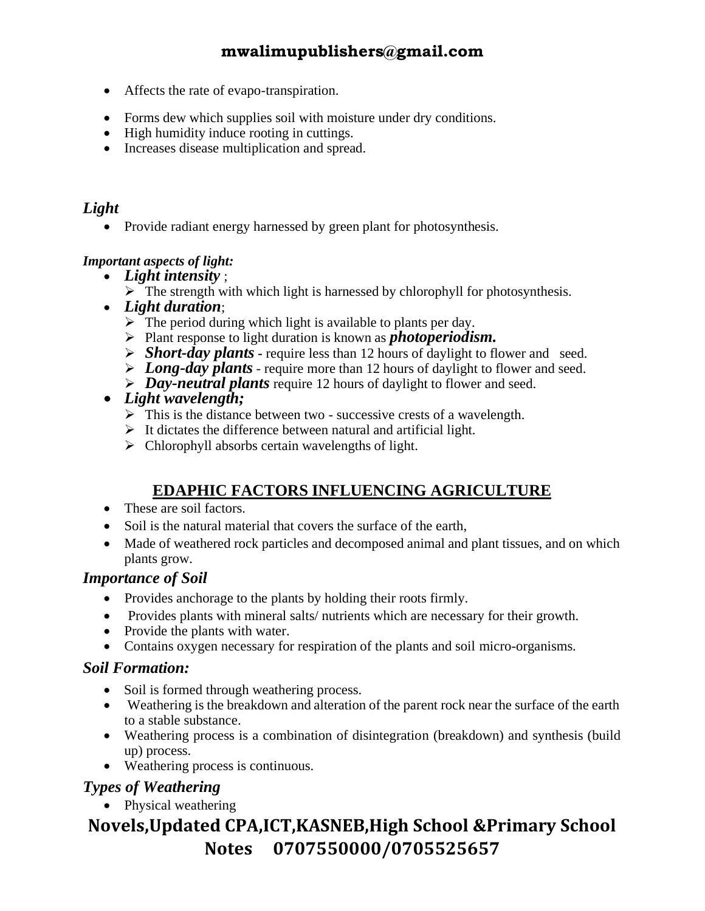- Affects the rate of evapo-transpiration.
- Forms dew which supplies soil with moisture under dry conditions.
- High humidity induce rooting in cuttings.
- Increases disease multiplication and spread.

### *Light*

- Provide radiant energy harnessed by green plant for photosynthesis.

***Important aspects of light:***

- ***Light intensity*** ;
  - The strength with which light is harnessed by chlorophyll for photosynthesis.
- ***Light duration***;
  - The period during which light is available to plants per day.
  - Plant response to light duration is known as ***photoperiodism.***
  - ***Short-day plants*** - require less than 12 hours of daylight to flower and seed.
  - ***Long-day plants*** - require more than 12 hours of daylight to flower and seed.
  - ***Day-neutral plants*** require 12 hours of daylight to flower and seed.
- ***Light wavelength;***
  - This is the distance between two - successive crests of a wavelength.
  - It dictates the difference between natural and artificial light.
  - Chlorophyll absorbs certain wavelengths of light.

## EDAPHIC FACTORS INFLUENCING AGRICULTURE

- These are soil factors.
- Soil is the natural material that covers the surface of the earth,
- Made of weathered rock particles and decomposed animal and plant tissues, and on which plants grow.

### *Importance of Soil*

- Provides anchorage to the plants by holding their roots firmly.
- Provides plants with mineral salts/ nutrients which are necessary for their growth.
- Provide the plants with water.
- Contains oxygen necessary for respiration of the plants and soil micro-organisms.

### *Soil Formation:*

- Soil is formed through weathering process.
- Weathering is the breakdown and alteration of the parent rock near the surface of the earth to a stable substance.
- Weathering process is a combination of disintegration (breakdown) and synthesis (build up) process.
- Weathering process is continuous.

### *Types of Weathering*

- Physical weathering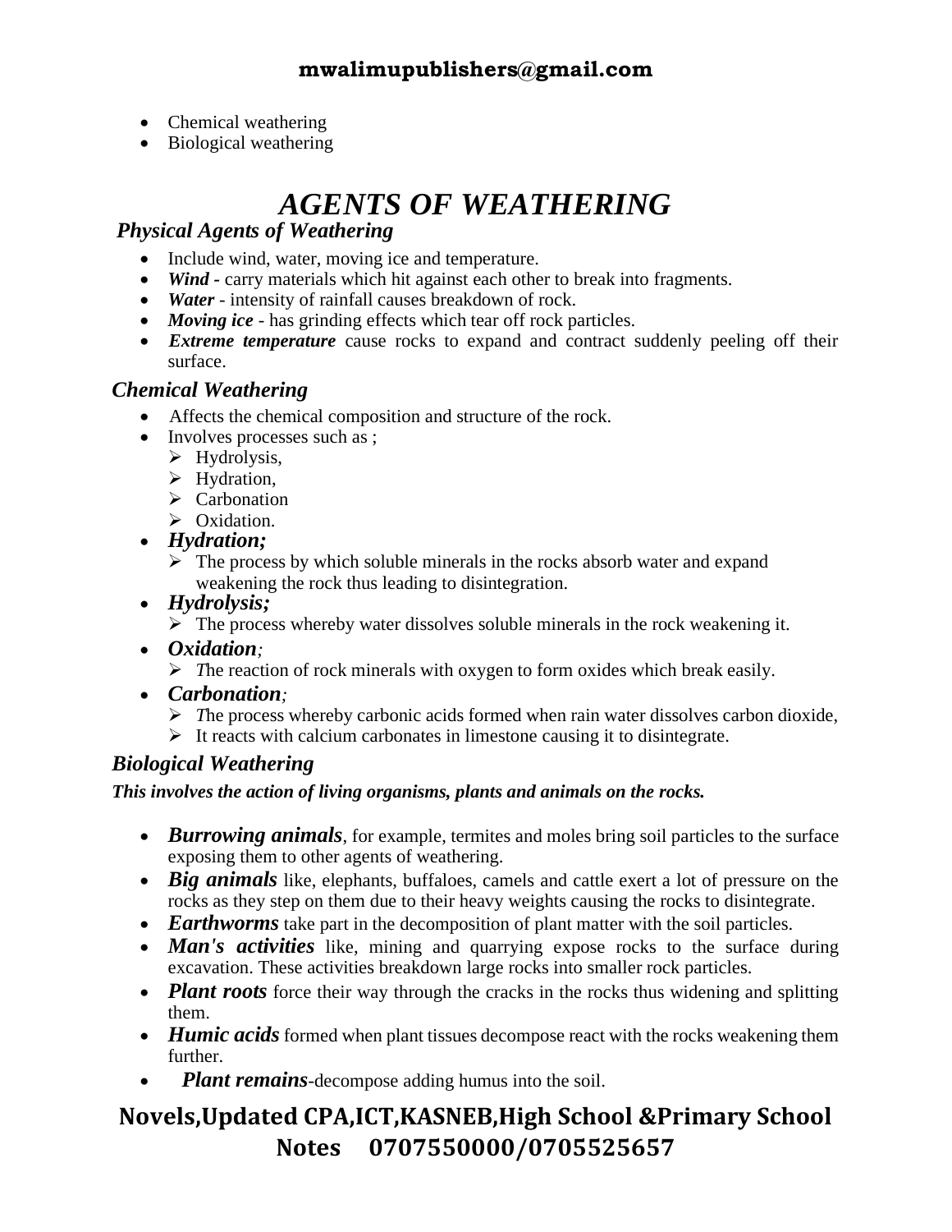- Chemical weathering
- Biological weathering

# *AGENTS OF WEATHERING*

## *Physical Agents of Weathering*

- Include wind, water, moving ice and temperature.
- ***Wind*** - carry materials which hit against each other to break into fragments.
- ***Water*** - intensity of rainfall causes breakdown of rock.
- ***Moving ice*** - has grinding effects which tear off rock particles.
- ***Extreme temperature*** cause rocks to expand and contract suddenly peeling off their surface.

## *Chemical Weathering*

- Affects the chemical composition and structure of the rock.
- Involves processes such as ;
  - Hydrolysis,
  - Hydration,
  - Carbonation
  - Oxidation.
- ***Hydration;***
  - The process by which soluble minerals in the rocks absorb water and expand weakening the rock thus leading to disintegration.
- ***Hydrolysis;***
  - The process whereby water dissolves soluble minerals in the rock weakening it.
- ***Oxidation****;*
  - *T*he reaction of rock minerals with oxygen to form oxides which break easily.
- ***Carbonation****;*
  - *T*he process whereby carbonic acids formed when rain water dissolves carbon dioxide,
  - It reacts with calcium carbonates in limestone causing it to disintegrate.

## *Biological Weathering*

***This involves the action of living organisms, plants and animals on the rocks.***

- ***Burrowing animals***, for example, termites and moles bring soil particles to the surface exposing them to other agents of weathering.
- ***Big animals*** like, elephants, buffaloes, camels and cattle exert a lot of pressure on the rocks as they step on them due to their heavy weights causing the rocks to disintegrate.
- ***Earthworms*** take part in the decomposition of plant matter with the soil particles.
- ***Man's activities*** like, mining and quarrying expose rocks to the surface during excavation. These activities breakdown large rocks into smaller rock particles.
- ***Plant roots*** force their way through the cracks in the rocks thus widening and splitting them.
- ***Humic acids*** formed when plant tissues decompose react with the rocks weakening them further.
- ***Plant remains***-decompose adding humus into the soil.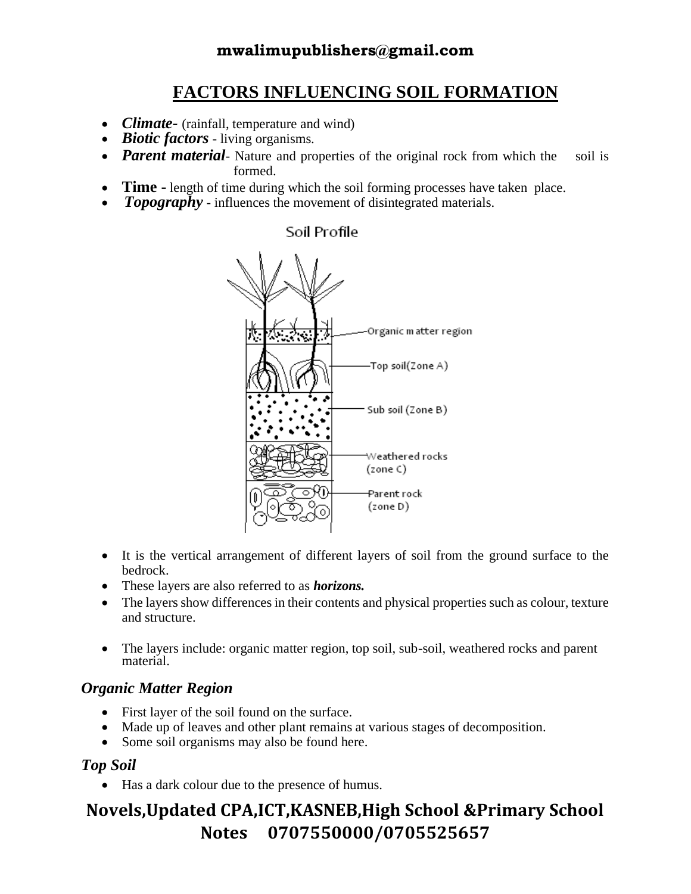## FACTORS INFLUENCING SOIL FORMATION

- ***Climate-*** (rainfall, temperature and wind)
- ***Biotic factors*** - living organisms.
- ***Parent material***- Nature and properties of the original rock from which the soil is formed.
- **Time -** length of time during which the soil forming processes have taken place.
- ***Topography*** - influences the movement of disintegrated materials.

Soil Profile

Organic matter region

Top soil(Zone A)

Sub soil (Zone B)

Weathered rocks (zone C)

Parent rock (zone D)

- It is the vertical arrangement of different layers of soil from the ground surface to the bedrock.
- These layers are also referred to as ***horizons.***
- The layers show differences in their contents and physical properties such as colour, texture and structure.
- The layers include: organic matter region, top soil, sub-soil, weathered rocks and parent material.

### *Organic Matter Region*

- First layer of the soil found on the surface.
- Made up of leaves and other plant remains at various stages of decomposition.
- Some soil organisms may also be found here.

### *Top Soil*

- Has a dark colour due to the presence of humus.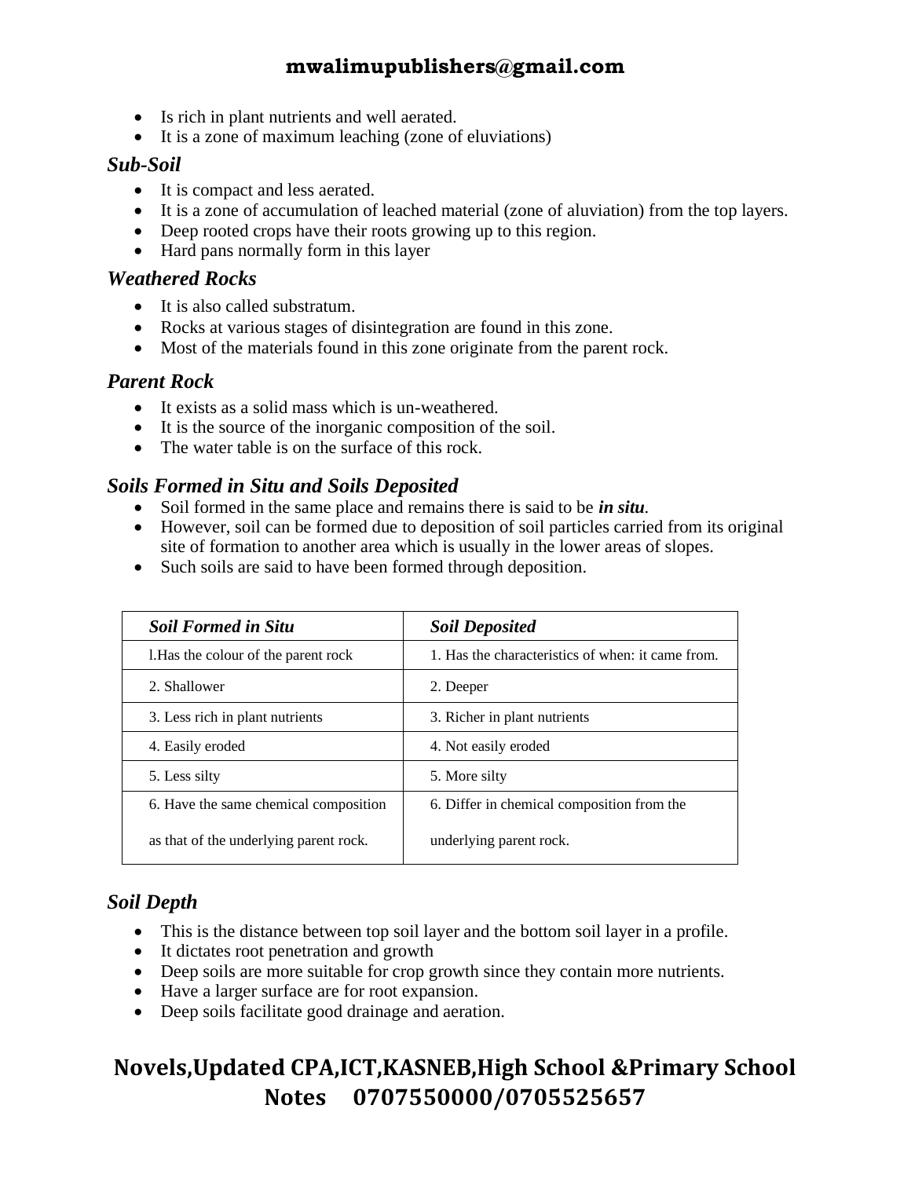- Is rich in plant nutrients and well aerated.
- It is a zone of maximum leaching (zone of eluviations)

### *Sub-Soil*

- It is compact and less aerated.
- It is a zone of accumulation of leached material (zone of aluviation) from the top layers.
- Deep rooted crops have their roots growing up to this region.
- Hard pans normally form in this layer

### *Weathered Rocks*

- It is also called substratum.
- Rocks at various stages of disintegration are found in this zone.
- Most of the materials found in this zone originate from the parent rock.

### *Parent Rock*

- It exists as a solid mass which is un-weathered.
- It is the source of the inorganic composition of the soil.
- The water table is on the surface of this rock.

### *Soils Formed in Situ and Soils Deposited*

- Soil formed in the same place and remains there is said to be ***in situ***.
- However, soil can be formed due to deposition of soil particles carried from its original site of formation to another area which is usually in the lower areas of slopes.
- Such soils are said to have been formed through deposition.

| *Soil Formed in Situ* | *Soil Deposited* |
|---|---|
| l.Has the colour of the parent rock | 1. Has the characteristics of when: it came from. |
| 2. Shallower | 2. Deeper |
| 3. Less rich in plant nutrients | 3. Richer in plant nutrients |
| 4. Easily eroded | 4. Not easily eroded |
| 5. Less silty | 5. More silty |
| 6. Have the same chemical composition as that of the underlying parent rock. | 6. Differ in chemical composition from the underlying parent rock. |

### *Soil Depth*

- This is the distance between top soil layer and the bottom soil layer in a profile.
- It dictates root penetration and growth
- Deep soils are more suitable for crop growth since they contain more nutrients.
- Have a larger surface are for root expansion.
- Deep soils facilitate good drainage and aeration.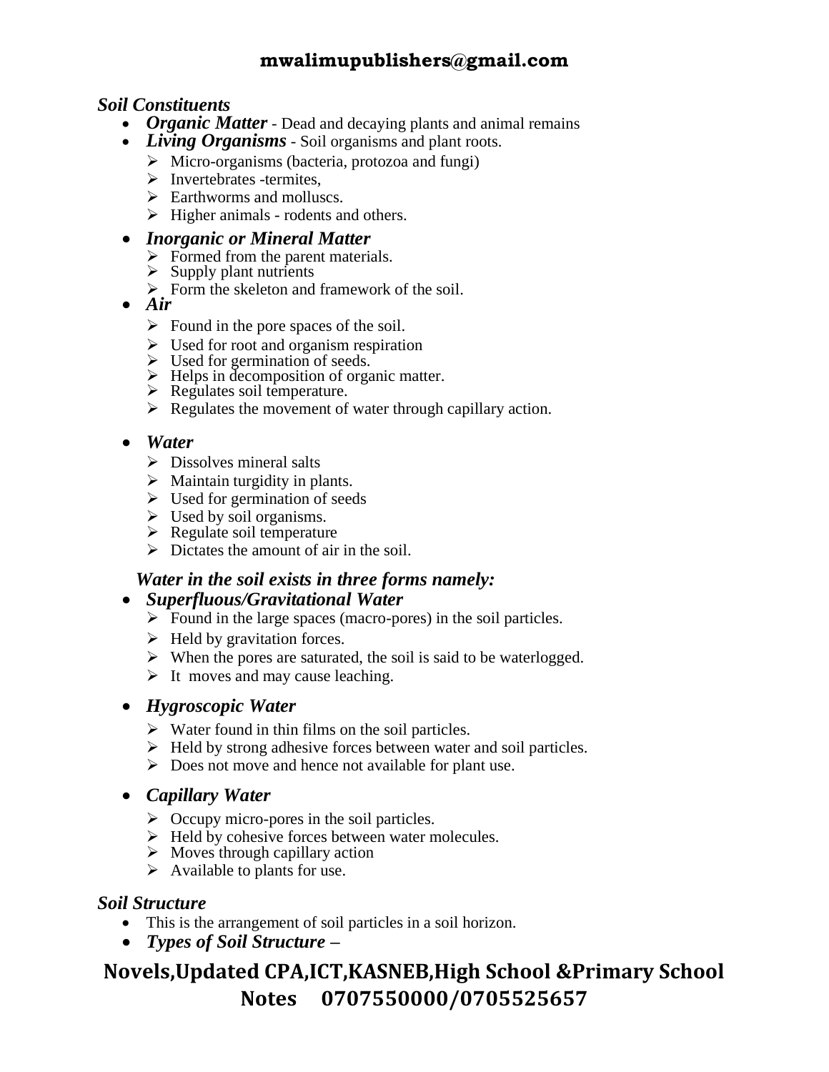### *Soil Constituents*

- ***Organic Matter*** - Dead and decaying plants and animal remains
- ***Living Organisms*** - Soil organisms and plant roots.
    - Micro-organisms (bacteria, protozoa and fungi)
    - Invertebrates -termites,
    - Earthworms and molluscs.
    - Higher animals - rodents and others.
- ***Inorganic or Mineral Matter***
    - Formed from the parent materials.
    - Supply plant nutrients
    - Form the skeleton and framework of the soil.
- ***Air***
    - Found in the pore spaces of the soil.
    - Used for root and organism respiration
    - Used for germination of seeds.
    - Helps in decomposition of organic matter.
    - Regulates soil temperature.
    - Regulates the movement of water through capillary action.
- ***Water***
    - Dissolves mineral salts
    - Maintain turgidity in plants.
    - Used for germination of seeds
    - Used by soil organisms.
    - Regulate soil temperature
    - Dictates the amount of air in the soil.

***Water in the soil exists in three forms namely:***

- ***Superfluous/Gravitational Water***
    - Found in the large spaces (macro-pores) in the soil particles.
    - Held by gravitation forces.
    - When the pores are saturated, the soil is said to be waterlogged.
    - It moves and may cause leaching.
- ***Hygroscopic Water***
    - Water found in thin films on the soil particles.
    - Held by strong adhesive forces between water and soil particles.
    - Does not move and hence not available for plant use.
- ***Capillary Water***
    - Occupy micro-pores in the soil particles.
    - Held by cohesive forces between water molecules.
    - Moves through capillary action
    - Available to plants for use.

### *Soil Structure*

- This is the arrangement of soil particles in a soil horizon.
- ***Types of Soil Structure –***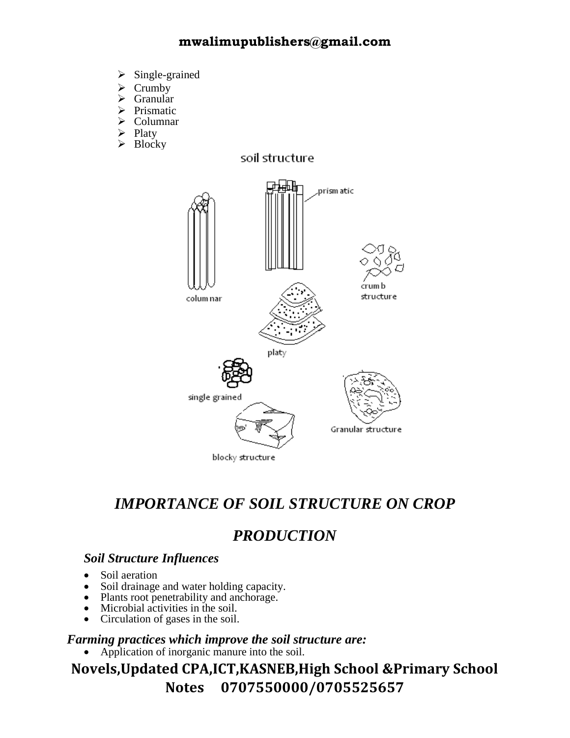- Single-grained
- Crumby
- Granular
- Prismatic
- Columnar
- Platy
- Blocky

soil structure

columnar

prismatic

crumb structure

platy

single grained

Granular structure

blocky structure

## *IMPORTANCE OF SOIL STRUCTURE ON CROP PRODUCTION*

### *Soil Structure Influences*

- Soil aeration
- Soil drainage and water holding capacity.
- Plants root penetrability and anchorage.
- Microbial activities in the soil.
- Circulation of gases in the soil.

### *Farming practices which improve the soil structure are:*

- Application of inorganic manure into the soil.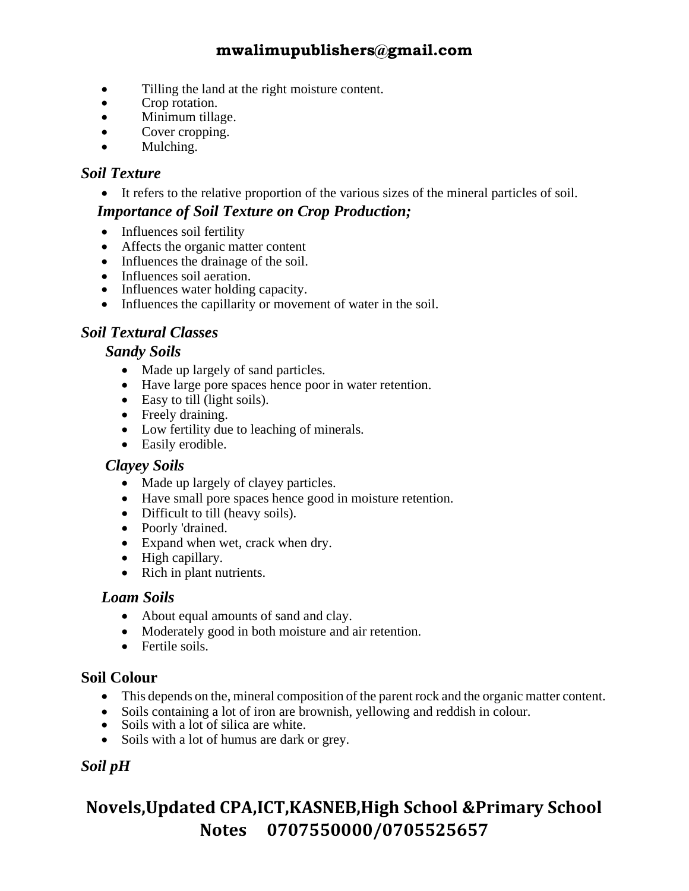- Tilling the land at the right moisture content.
- Crop rotation.
- Minimum tillage.
- Cover cropping.
- Mulching.

### *Soil Texture*

- It refers to the relative proportion of the various sizes of the mineral particles of soil.

#### *Importance of Soil Texture on Crop Production;*

- Influences soil fertility
- Affects the organic matter content
- Influences the drainage of the soil.
- Influences soil aeration.
- Influences water holding capacity.
- Influences the capillarity or movement of water in the soil.

### *Soil Textural Classes*

#### *Sandy Soils*

- Made up largely of sand particles.
- Have large pore spaces hence poor in water retention.
- Easy to till (light soils).
- Freely draining.
- Low fertility due to leaching of minerals.
- Easily erodible.

#### *Clayey Soils*

- Made up largely of clayey particles.
- Have small pore spaces hence good in moisture retention.
- Difficult to till (heavy soils).
- Poorly 'drained.
- Expand when wet, crack when dry.
- High capillary.
- Rich in plant nutrients.

#### *Loam Soils*

- About equal amounts of sand and clay.
- Moderately good in both moisture and air retention.
- Fertile soils.

### **Soil Colour**

- This depends on the, mineral composition of the parent rock and the organic matter content.
- Soils containing a lot of iron are brownish, yellowing and reddish in colour.
- Soils with a lot of silica are white.
- Soils with a lot of humus are dark or grey.

### *Soil pH*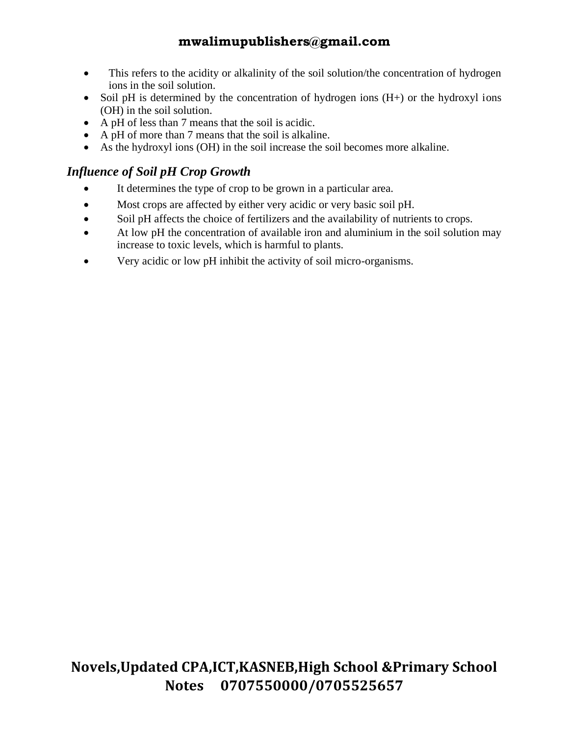- This refers to the acidity or alkalinity of the soil solution/the concentration of hydrogen ions in the soil solution.
- Soil pH is determined by the concentration of hydrogen ions ($H^+$) or the hydroxyl ions (OH) in the soil solution.
- A pH of less than 7 means that the soil is acidic.
- A pH of more than 7 means that the soil is alkaline.
- As the hydroxyl ions (OH) in the soil increase the soil becomes more alkaline.

### *Influence of Soil pH Crop Growth*

- It determines the type of crop to be grown in a particular area.
- Most crops are affected by either very acidic or very basic soil pH.
- Soil pH affects the choice of fertilizers and the availability of nutrients to crops.
- At low pH the concentration of available iron and aluminium in the soil solution may increase to toxic levels, which is harmful to plants.
- Very acidic or low pH inhibit the activity of soil micro-organisms.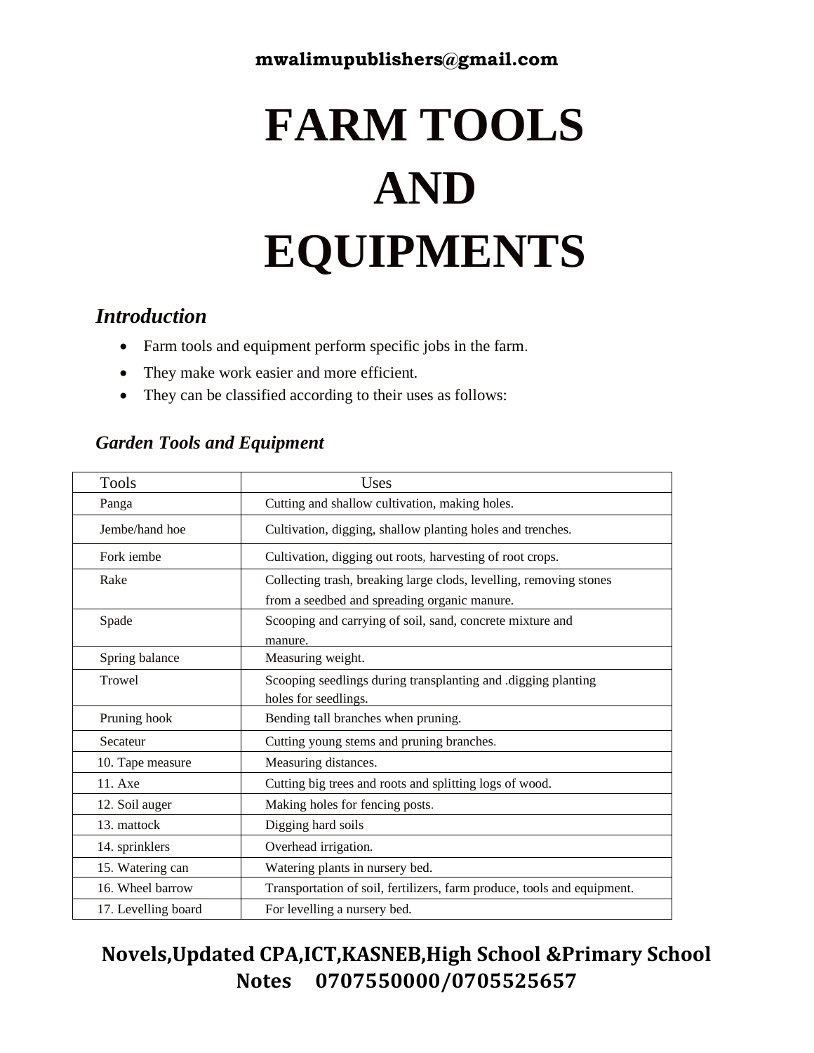# FARM TOOLS AND EQUIPMENTS

### *Introduction*

- Farm tools and equipment perform specific jobs in the farm.
- They make work easier and more efficient.
- They can be classified according to their uses as follows:

#### *Garden Tools and Equipment*

| Tools | Uses |
|---|---|
| Panga | Cutting and shallow cultivation, making holes. |
| Jembe/hand hoe | Cultivation, digging, shallow planting holes and trenches. |
| Fork iembe | Cultivation, digging out roots, harvesting of root crops. |
| Rake | Collecting trash, breaking large clods, levelling, removing stones from a seedbed and spreading organic manure. |
| Spade | Scooping and carrying of soil, sand, concrete mixture and manure. |
| Spring balance | Measuring weight. |
| Trowel | Scooping seedlings during transplanting and .digging planting holes for seedlings. |
| Pruning hook | Bending tall branches when pruning. |
| Secateur | Cutting young stems and pruning branches. |
| 10. Tape measure | Measuring distances. |
| 11. Axe | Cutting big trees and roots and splitting logs of wood. |
| 12. Soil auger | Making holes for fencing posts. |
| 13. mattock | Digging hard soils |
| 14. sprinklers | Overhead irrigation. |
| 15. Watering can | Watering plants in nursery bed. |
| 16. Wheel barrow | Transportation of soil, fertilizers, farm produce, tools and equipment. |
| 17. Levelling board | For levelling a nursery bed. |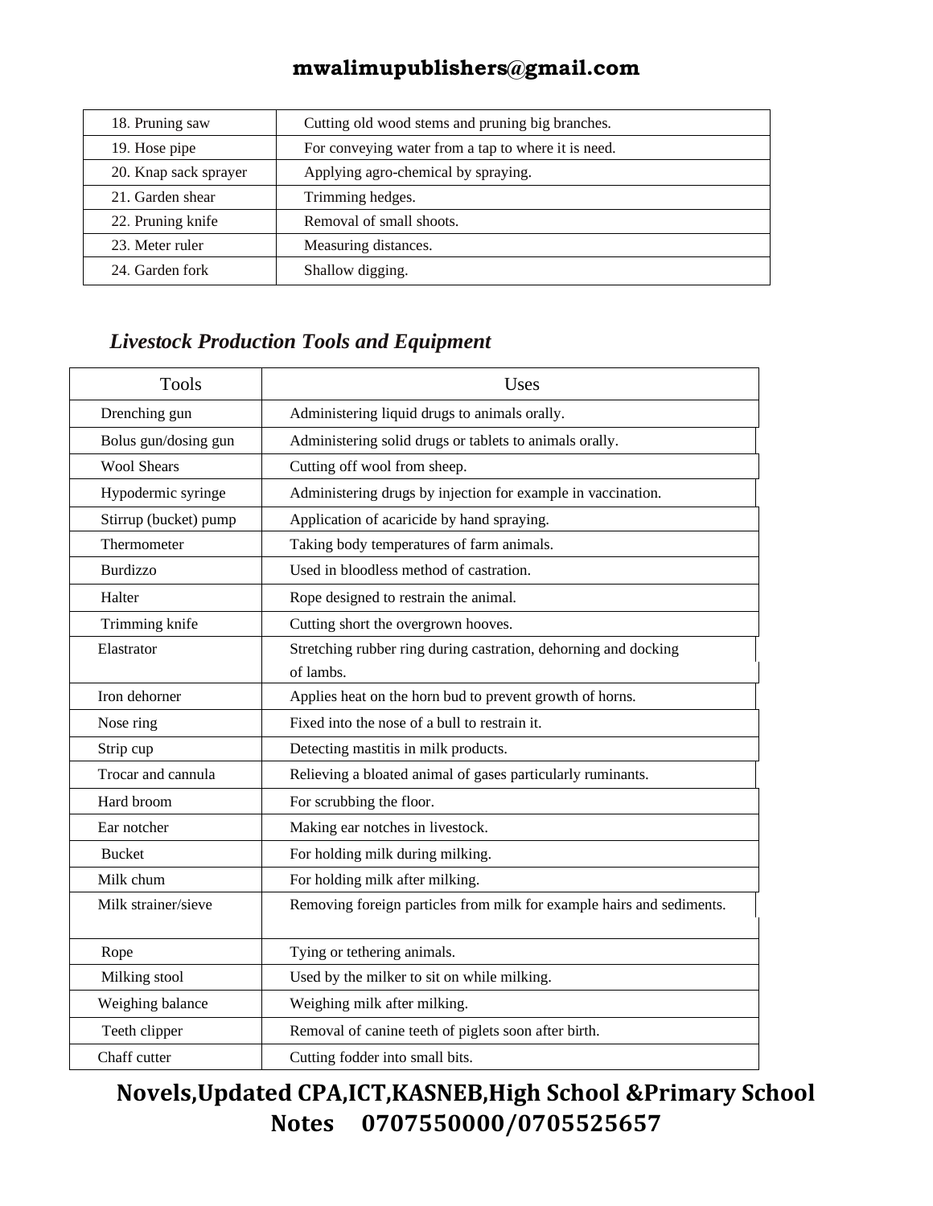| 18. Pruning saw | Cutting old wood stems and pruning big branches. |
|---|---|
| 19. Hose pipe | For conveying water from a tap to where it is need. |
| 20. Knap sack sprayer | Applying agro-chemical by spraying. |
| 21. Garden shear | Trimming hedges. |
| 22. Pruning knife | Removal of small shoots. |
| 23. Meter ruler | Measuring distances. |
| 24. Garden fork | Shallow digging. |

### *Livestock Production Tools and Equipment*

| Tools | Uses |
|---|---|
| Drenching gun | Administering liquid drugs to animals orally. |
| Bolus gun/dosing gun | Administering solid drugs or tablets to animals orally. |
| Wool Shears | Cutting off wool from sheep. |
| Hypodermic syringe | Administering drugs by injection for example in vaccination. |
| Stirrup (bucket) pump | Application of acaricide by hand spraying. |
| Thermometer | Taking body temperatures of farm animals. |
| Burdizzo | Used in bloodless method of castration. |
| Halter | Rope designed to restrain the animal. |
| Trimming knife | Cutting short the overgrown hooves. |
| Elastrator | Stretching rubber ring during castration, dehorning and docking of lambs. |
| Iron dehorner | Applies heat on the horn bud to prevent growth of horns. |
| Nose ring | Fixed into the nose of a bull to restrain it. |
| Strip cup | Detecting mastitis in milk products. |
| Trocar and cannula | Relieving a bloated animal of gases particularly ruminants. |
| Hard broom | For scrubbing the floor. |
| Ear notcher | Making ear notches in livestock. |
| Bucket | For holding milk during milking. |
| Milk chum | For holding milk after milking. |
| Milk strainer/sieve | Removing foreign particles from milk for example hairs and sediments. |
| Rope | Tying or tethering animals. |
| Milking stool | Used by the milker to sit on while milking. |
| Weighing balance | Weighing milk after milking. |
| Teeth clipper | Removal of canine teeth of piglets soon after birth. |
| Chaff cutter | Cutting fodder into small bits. |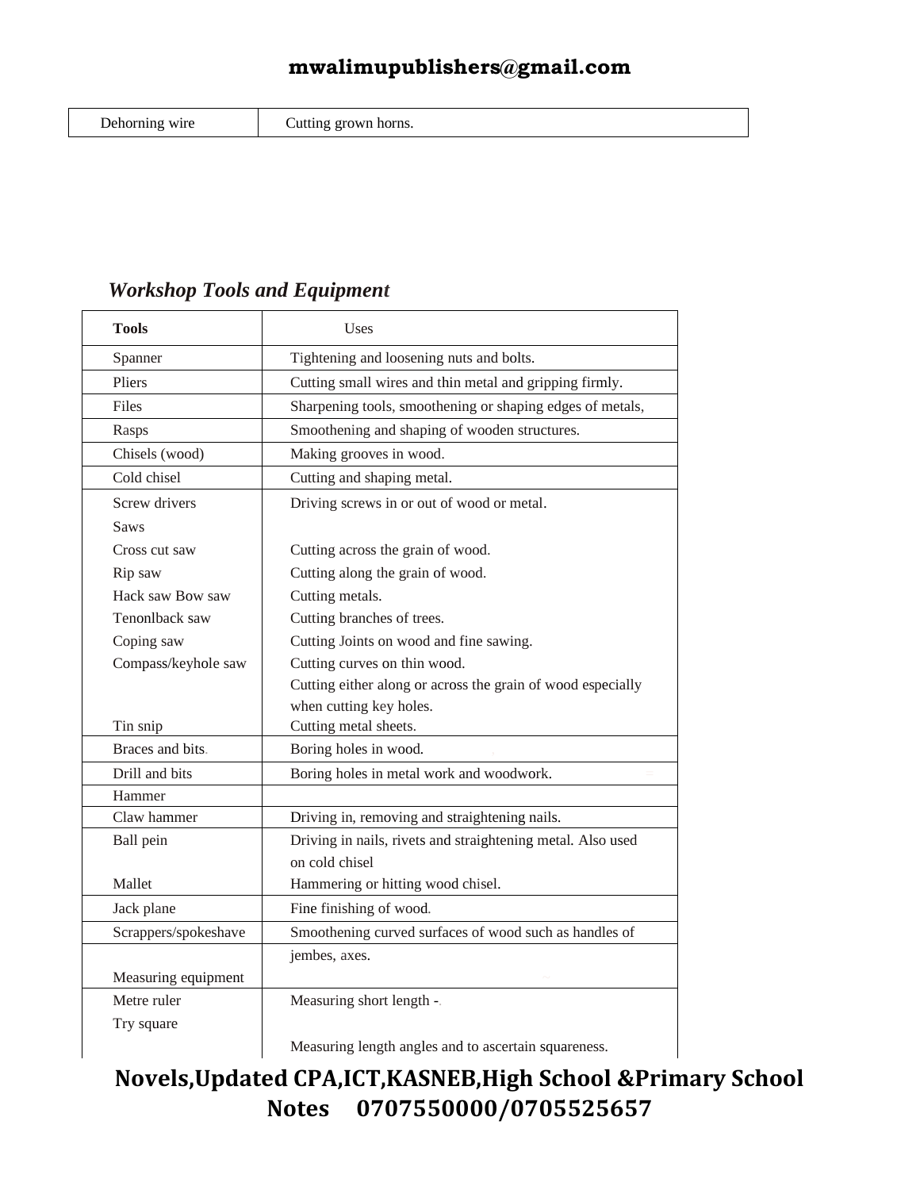| Dehorning wire | Cutting grown horns. |
|---|---|

### *Workshop Tools and Equipment*

| **Tools** | Uses |
|---|---|
| Spanner | Tightening and loosening nuts and bolts. |
| Pliers | Cutting small wires and thin metal and gripping firmly. |
| Files | Sharpening tools, smoothening or shaping edges of metals, |
| Rasps | Smoothening and shaping of wooden structures. |
| Chisels (wood) | Making grooves in wood. |
| Cold chisel | Cutting and shaping metal. |
| Screw drivers | Driving screws in or out of wood or metal. |
| Saws | |
| Cross cut saw | Cutting across the grain of wood. |
| Rip saw | Cutting along the grain of wood. |
| Hack saw Bow saw | Cutting metals. |
| Tenonlback saw | Cutting branches of trees. |
| Coping saw | Cutting Joints on wood and fine sawing. |
| Compass/keyhole saw | Cutting curves on thin wood. |
| | Cutting either along or across the grain of wood especially when cutting key holes. |
| Tin snip | Cutting metal sheets. |
| Braces and bits. | Boring holes in wood. |
| Drill and bits | Boring holes in metal work and woodwork. |
| Hammer | |
| Claw hammer | Driving in, removing and straightening nails. |
| Ball pein | Driving in nails, rivets and straightening metal. Also used on cold chisel |
| Mallet | Hammering or hitting wood chisel. |
| Jack plane | Fine finishing of wood. |
| Scrappers/spokeshave | Smoothening curved surfaces of wood such as handles of jembes, axes. |
| Measuring equipment | |
| Metre ruler | Measuring short length -. |
| Try square | Measuring length angles and to ascertain squareness. |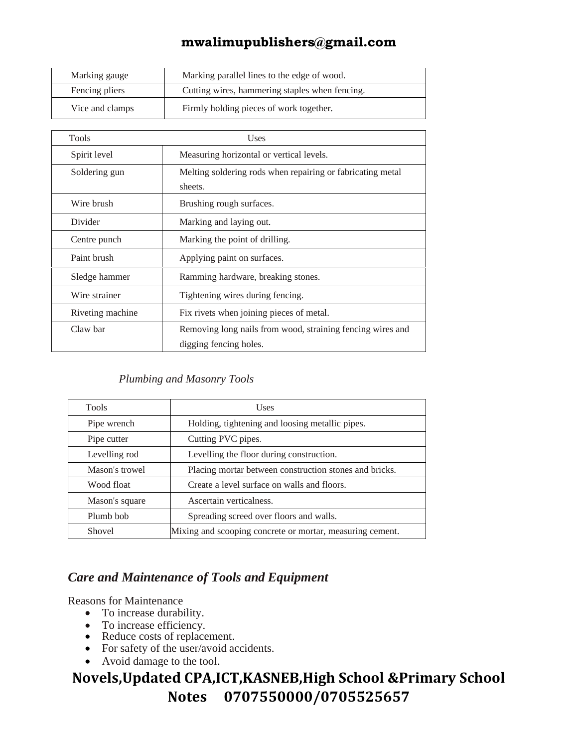| | |
|---|---|
| Marking gauge | Marking parallel lines to the edge of wood. |
| Fencing pliers | Cutting wires, hammering staples when fencing. |
| Vice and clamps | Firmly holding pieces of work together. |

| Tools | Uses |
|---|---|
| Spirit level | Measuring horizontal or vertical levels. |
| Soldering gun | Melting soldering rods when repairing or fabricating metal sheets. |
| Wire brush | Brushing rough surfaces. |
| Divider | Marking and laying out. |
| Centre punch | Marking the point of drilling. |
| Paint brush | Applying paint on surfaces. |
| Sledge hammer | Ramming hardware, breaking stones. |
| Wire strainer | Tightening wires during fencing. |
| Riveting machine | Fix rivets when joining pieces of metal. |
| Claw bar | Removing long nails from wood, straining fencing wires and digging fencing holes. |

*Plumbing and Masonry Tools*

| Tools | Uses |
|---|---|
| Pipe wrench | Holding, tightening and loosing metallic pipes. |
| Pipe cutter | Cutting PVC pipes. |
| Levelling rod | Levelling the floor during construction. |
| Mason's trowel | Placing mortar between construction stones and bricks. |
| Wood float | Create a level surface on walls and floors. |
| Mason's square | Ascertain verticalness. |
| Plumb bob | Spreading screed over floors and walls. |
| Shovel | Mixing and scooping concrete or mortar, measuring cement. |

## *Care and Maintenance of Tools and Equipment*

Reasons for Maintenance

- To increase durability.
- To increase efficiency.
- Reduce costs of replacement.
- For safety of the user/avoid accidents.
- Avoid damage to the tool.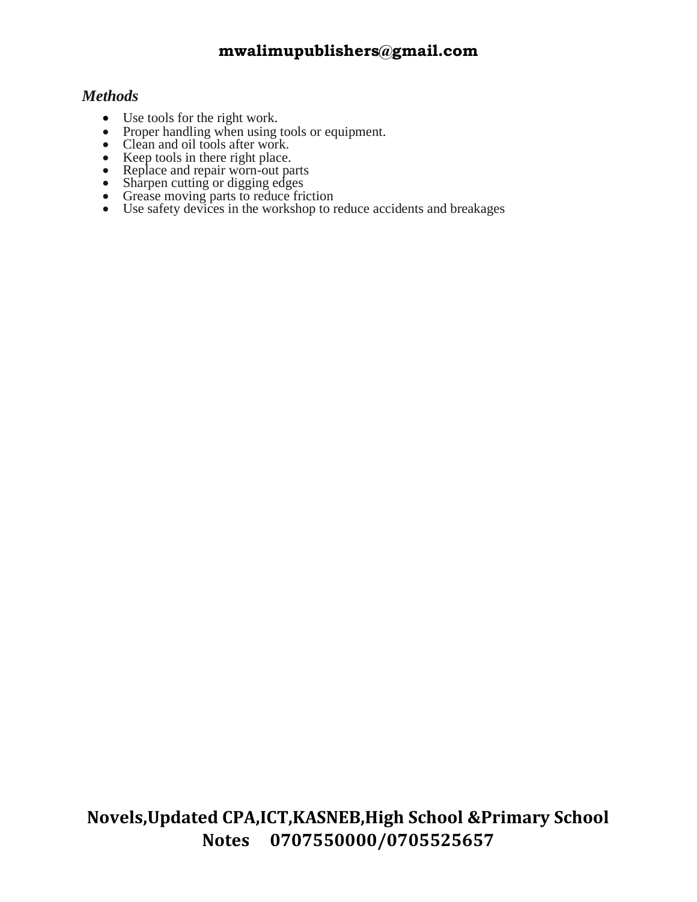*Methods*

- Use tools for the right work.
- Proper handling when using tools or equipment.
- Clean and oil tools after work.
- Keep tools in there right place.
- Replace and repair worn-out parts
- Sharpen cutting or digging edges
- Grease moving parts to reduce friction
- Use safety devices in the workshop to reduce accidents and breakages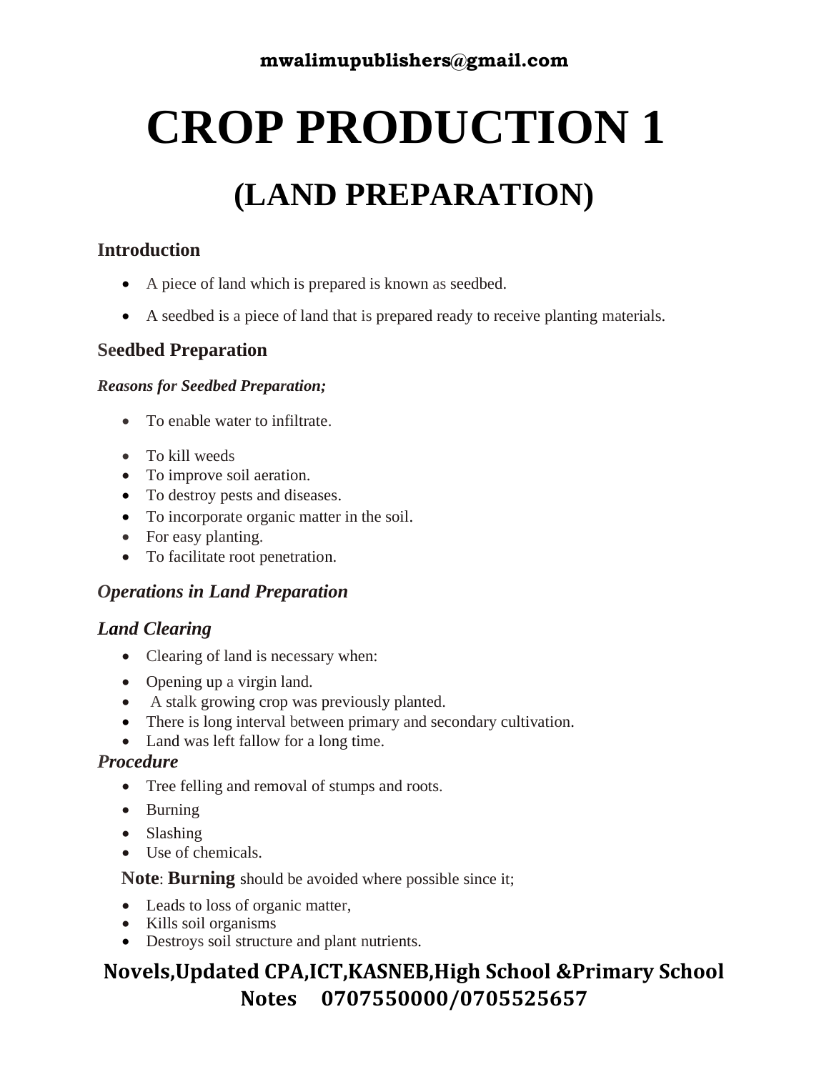# CROP PRODUCTION 1

## (LAND PREPARATION)

### Introduction

- A piece of land which is prepared is known as seedbed.
- A seedbed is a piece of land that is prepared ready to receive planting materials.

### Seedbed Preparation

***Reasons for Seedbed Preparation;***

- To enable water to infiltrate.
- To kill weeds
- To improve soil aeration.
- To destroy pests and diseases.
- To incorporate organic matter in the soil.
- For easy planting.
- To facilitate root penetration.

### *Operations in Land Preparation*

### *Land Clearing*

- Clearing of land is necessary when:
- Opening up a virgin land.
- A stalk growing crop was previously planted.
- There is long interval between primary and secondary cultivation.
- Land was left fallow for a long time.

### *Procedure*

- Tree felling and removal of stumps and roots.
- Burning
- Slashing
- Use of chemicals.

**Note**: **Burning** should be avoided where possible since it;

- Leads to loss of organic matter,
- Kills soil organisms
- Destroys soil structure and plant nutrients.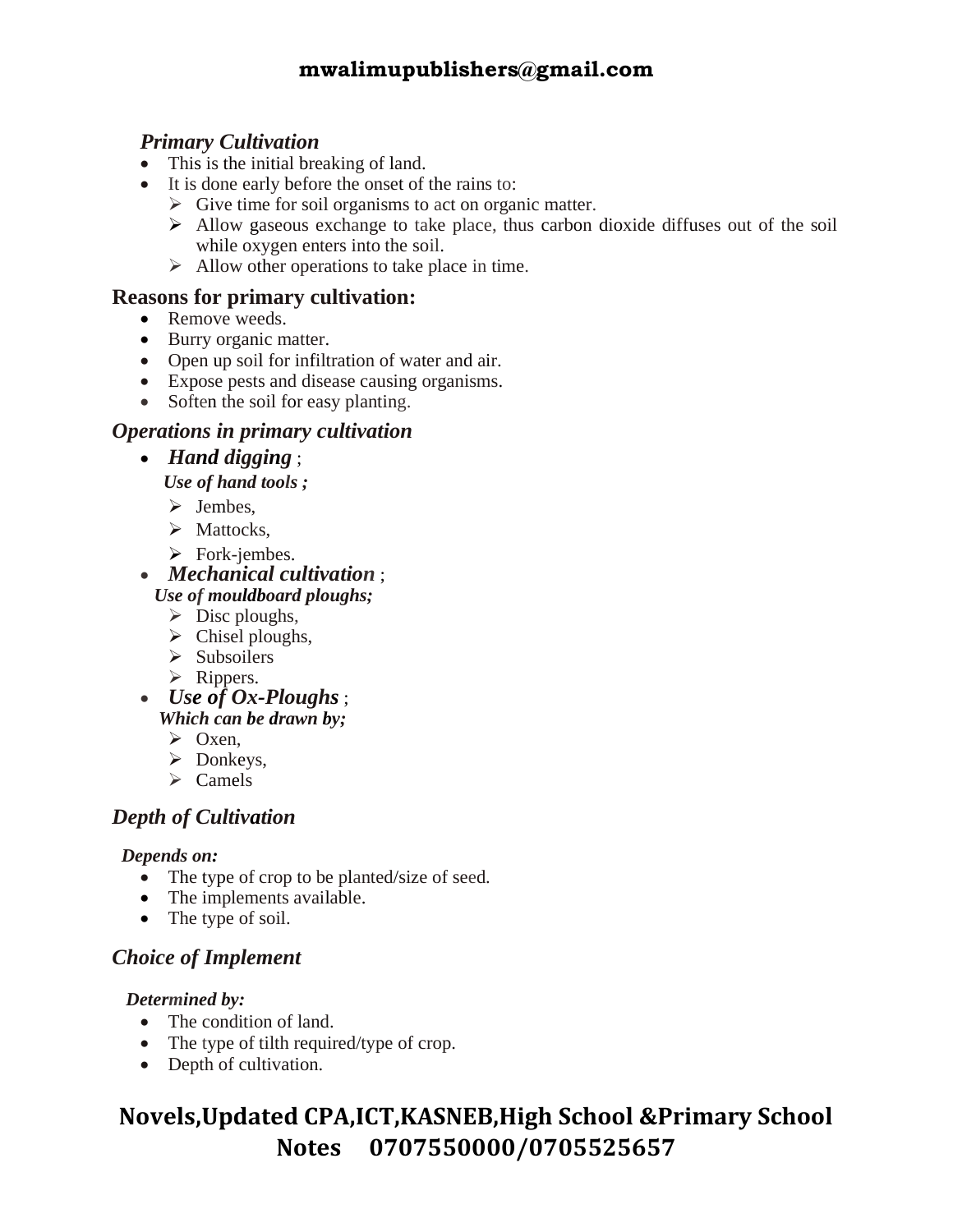### *Primary Cultivation*

- This is the initial breaking of land.
- It is done early before the onset of the rains to:
  - Give time for soil organisms to act on organic matter.
  - Allow gaseous exchange to take place, thus carbon dioxide diffuses out of the soil while oxygen enters into the soil.
  - Allow other operations to take place in time.

### Reasons for primary cultivation:

- Remove weeds.
- Burry organic matter.
- Open up soil for infiltration of water and air.
- Expose pests and disease causing organisms.
- Soften the soil for easy planting.

### *Operations in primary cultivation*

- ***Hand digging*** ;

  ***Use of hand tools ;***
  - Jembes,
  - Mattocks,
  - Fork-jembes.
- ***Mechanical cultivation*** ;

  ***Use of mouldboard ploughs;***
  - Disc ploughs,
  - Chisel ploughs,
  - Subsoilers
  - Rippers.
- ***Use of Ox-Ploughs*** ;

  ***Which can be drawn by;***
  - Oxen,
  - Donkeys,
  - Camels

### *Depth of Cultivation*

***Depends on:***

- The type of crop to be planted/size of seed.
- The implements available.
- The type of soil.

### *Choice of Implement*

***Determined by:***

- The condition of land.
- The type of tilth required/type of crop.
- Depth of cultivation.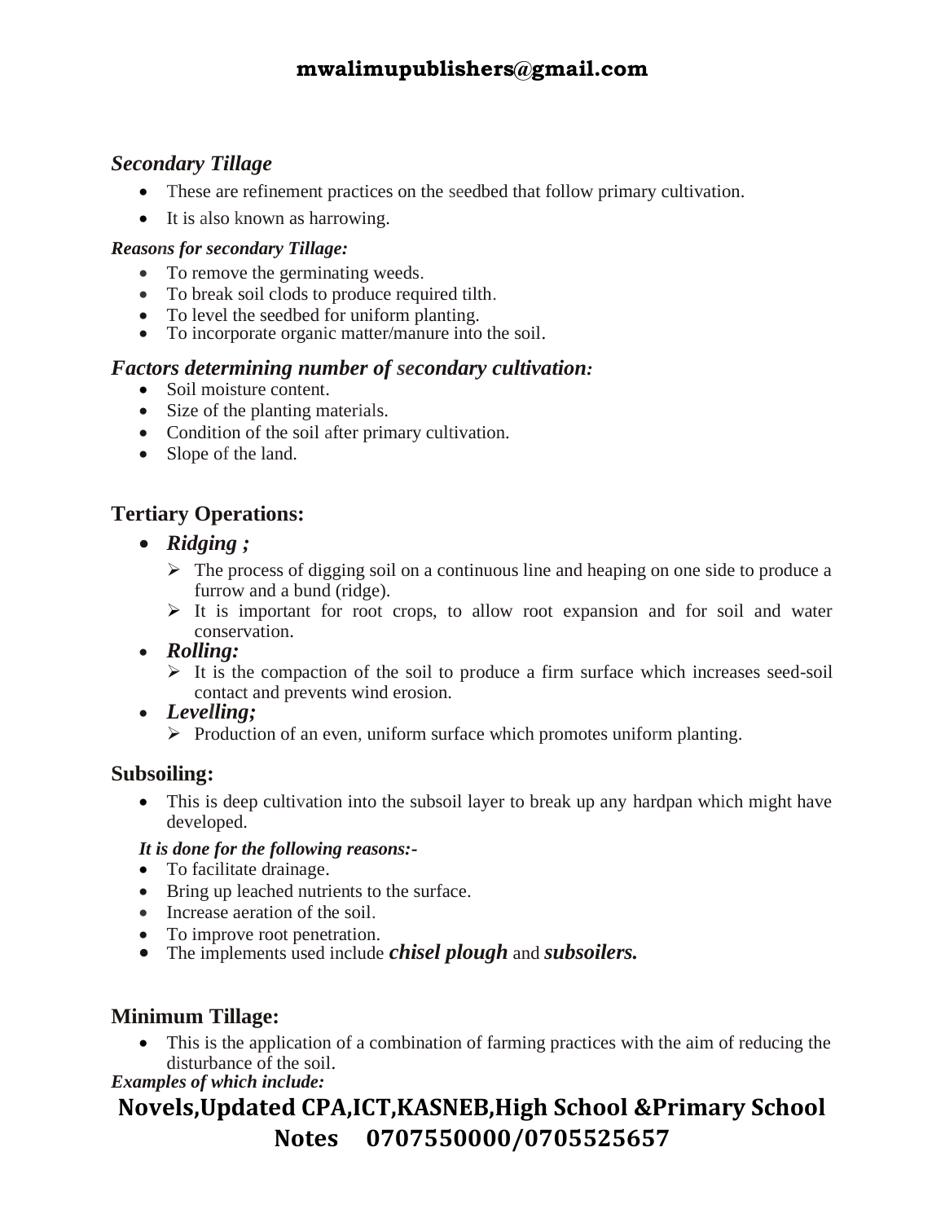### *Secondary Tillage*

- These are refinement practices on the seedbed that follow primary cultivation.
- It is also known as harrowing.

***Reasons for secondary Tillage:***

- To remove the germinating weeds.
- To break soil clods to produce required tilth.
- To level the seedbed for uniform planting.
- To incorporate organic matter/manure into the soil.

### *Factors determining number of secondary cultivation:*

- Soil moisture content.
- Size of the planting materials.
- Condition of the soil after primary cultivation.
- Slope of the land.

## Tertiary Operations:

- ***Ridging ;***
  - The process of digging soil on a continuous line and heaping on one side to produce a furrow and a bund (ridge).
  - It is important for root crops, to allow root expansion and for soil and water conservation.
- ***Rolling:***
  - It is the compaction of the soil to produce a firm surface which increases seed-soil contact and prevents wind erosion.
- ***Levelling;***
  - Production of an even, uniform surface which promotes uniform planting.

## Subsoiling:

- This is deep cultivation into the subsoil layer to break up any hardpan which might have developed.

***It is done for the following reasons:-***

- To facilitate drainage.
- Bring up leached nutrients to the surface.
- Increase aeration of the soil.
- To improve root penetration.
- The implements used include ***chisel plough*** and ***subsoilers.***

## Minimum Tillage:

- This is the application of a combination of farming practices with the aim of reducing the disturbance of the soil.

***Examples of which include:***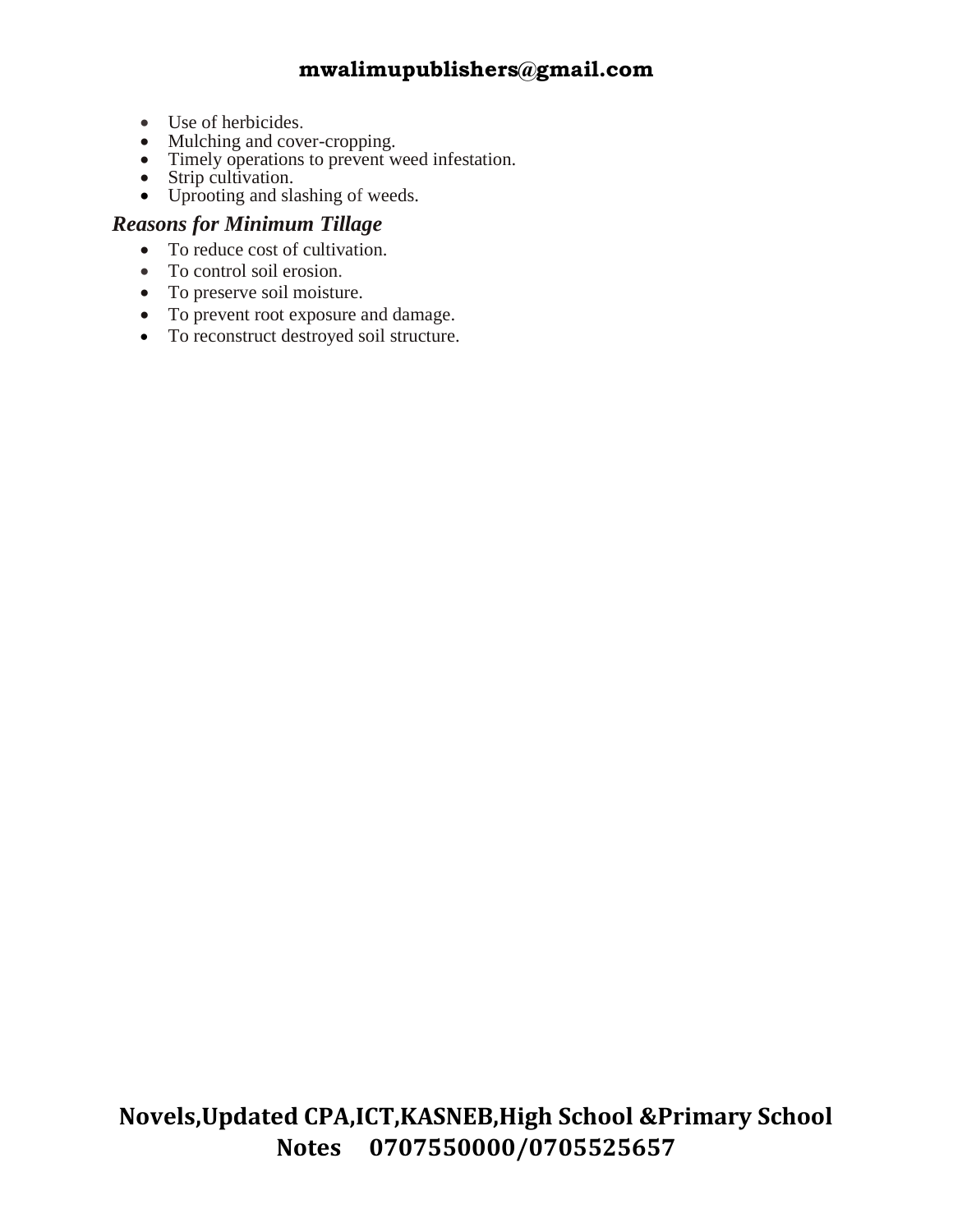- Use of herbicides.
- Mulching and cover-cropping.
- Timely operations to prevent weed infestation.
- Strip cultivation.
- Uprooting and slashing of weeds.

***Reasons for Minimum Tillage***

- To reduce cost of cultivation.
- To control soil erosion.
- To preserve soil moisture.
- To prevent root exposure and damage.
- To reconstruct destroyed soil structure.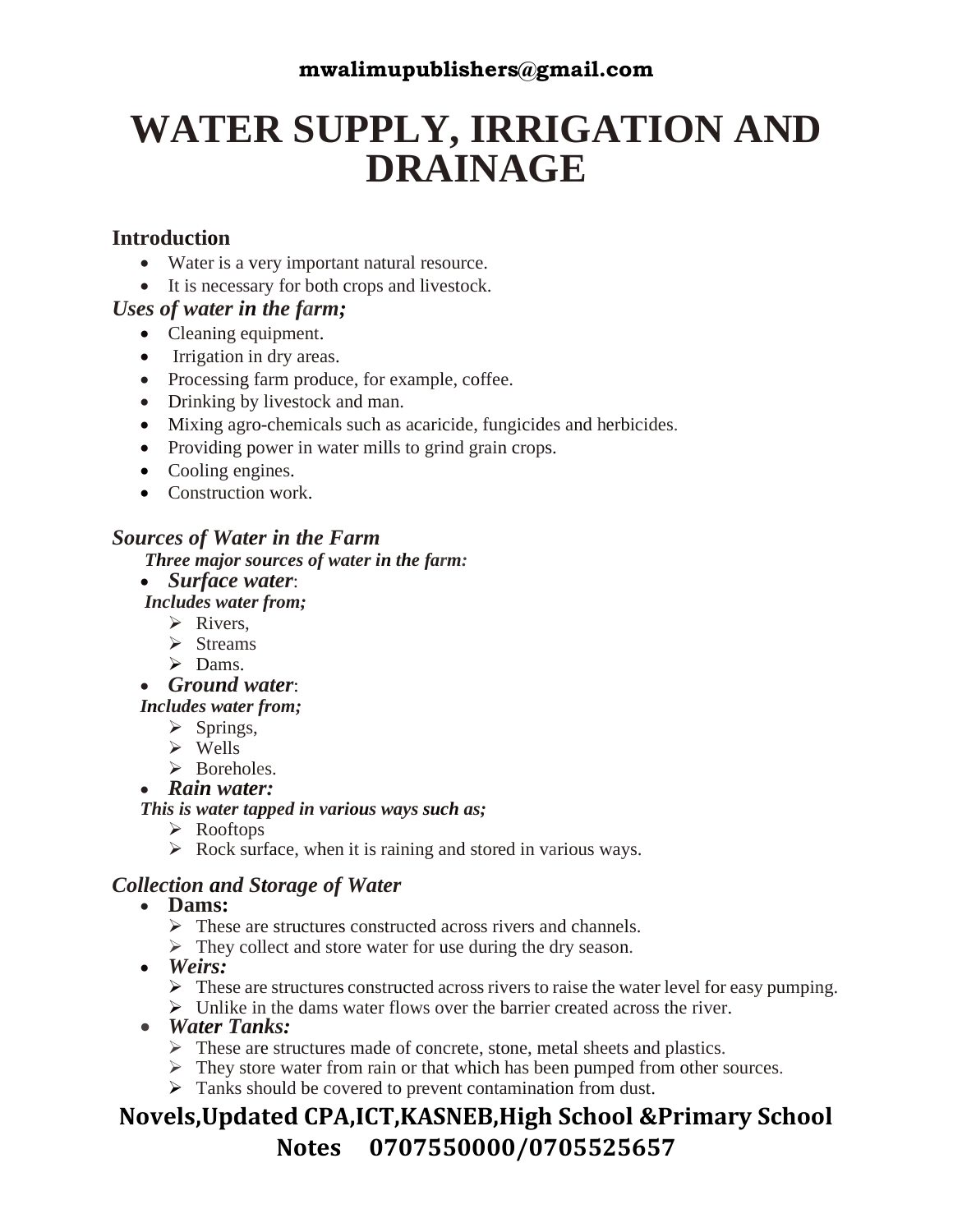# WATER SUPPLY, IRRIGATION AND DRAINAGE

## Introduction

- Water is a very important natural resource.
- It is necessary for both crops and livestock.

### *Uses of water in the farm;*

- Cleaning equipment.
- Irrigation in dry areas.
- Processing farm produce, for example, coffee.
- Drinking by livestock and man.
- Mixing agro-chemicals such as acaricide, fungicides and herbicides.
- Providing power in water mills to grind grain crops.
- Cooling engines.
- Construction work.

### *Sources of Water in the Farm*

***Three major sources of water in the farm:***

- ***Surface water***:

  ***Includes water from;***
  - Rivers,
  - Streams
  - Dams.
- ***Ground water***:

  ***Includes water from;***
  - Springs,
  - Wells
  - Boreholes.
- ***Rain water:***

  ***This is water tapped in various ways such as;***
  - Rooftops
  - Rock surface, when it is raining and stored in various ways.

### *Collection and Storage of Water*

- **Dams:**
  - These are structures constructed across rivers and channels.
  - They collect and store water for use during the dry season.
- ***Weirs:***
  - These are structures constructed across rivers to raise the water level for easy pumping.
  - Unlike in the dams water flows over the barrier created across the river.
- ***Water Tanks:***
  - These are structures made of concrete, stone, metal sheets and plastics.
  - They store water from rain or that which has been pumped from other sources.
  - Tanks should be covered to prevent contamination from dust.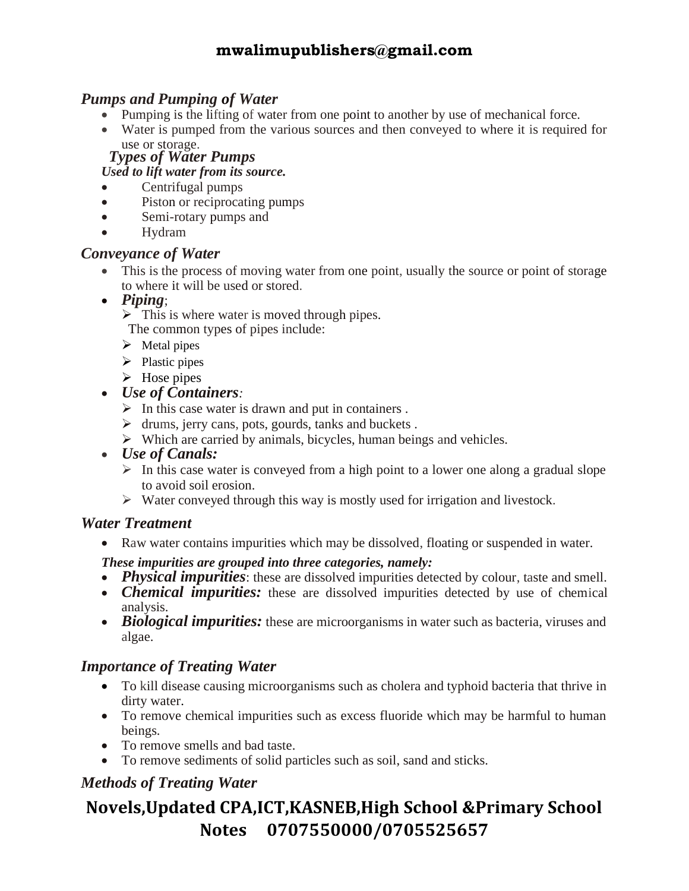### *Pumps and Pumping of Water*

- Pumping is the lifting of water from one point to another by use of mechanical force.
- Water is pumped from the various sources and then conveyed to where it is required for use or storage.

#### *Types of Water Pumps*

***Used to lift water from its source.***

- Centrifugal pumps
- Piston or reciprocating pumps
- Semi-rotary pumps and
- Hydram

### *Conveyance of Water*

- This is the process of moving water from one point, usually the source or point of storage to where it will be used or stored.
- ***Piping***;
  - This is where water is moved through pipes.

    The common types of pipes include:
  - Metal pipes
  - Plastic pipes
  - Hose pipes
- ***Use of Containers****:*
  - In this case water is drawn and put in containers .
  - drums, jerry cans, pots, gourds, tanks and buckets .
  - Which are carried by animals, bicycles, human beings and vehicles.
- ***Use of Canals:***
  - In this case water is conveyed from a high point to a lower one along a gradual slope to avoid soil erosion.
  - Water conveyed through this way is mostly used for irrigation and livestock.

### *Water Treatment*

- Raw water contains impurities which may be dissolved, floating or suspended in water.

***These impurities are grouped into three categories, namely:***

- ***Physical impurities***: these are dissolved impurities detected by colour, taste and smell.
- ***Chemical impurities:*** these are dissolved impurities detected by use of chemical analysis.
- ***Biological impurities:*** these are microorganisms in water such as bacteria, viruses and algae.

### *Importance of Treating Water*

- To kill disease causing microorganisms such as cholera and typhoid bacteria that thrive in dirty water.
- To remove chemical impurities such as excess fluoride which may be harmful to human beings.
- To remove smells and bad taste.
- To remove sediments of solid particles such as soil, sand and sticks.

### *Methods of Treating Water*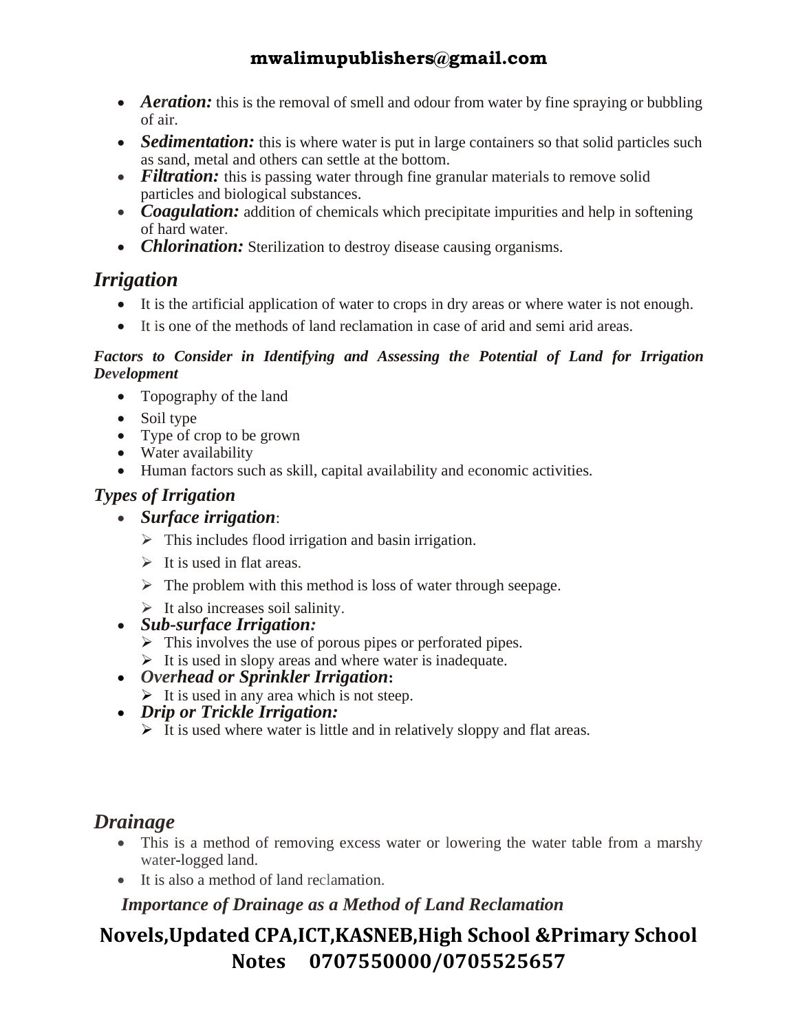- ***Aeration:*** this is the removal of smell and odour from water by fine spraying or bubbling of air.
- ***Sedimentation:*** this is where water is put in large containers so that solid particles such as sand, metal and others can settle at the bottom.
- ***Filtration:*** this is passing water through fine granular materials to remove solid particles and biological substances.
- ***Coagulation:*** addition of chemicals which precipitate impurities and help in softening of hard water.
- ***Chlorination:*** Sterilization to destroy disease causing organisms.

## *Irrigation*

- It is the artificial application of water to crops in dry areas or where water is not enough.
- It is one of the methods of land reclamation in case of arid and semi arid areas.

***Factors to Consider in Identifying and Assessing the Potential of Land for Irrigation Development***

- Topography of the land
- Soil type
- Type of crop to be grown
- Water availability
- Human factors such as skill, capital availability and economic activities.

### *Types of Irrigation*

- ***Surface irrigation***:
  - This includes flood irrigation and basin irrigation.
  - It is used in flat areas.
  - The problem with this method is loss of water through seepage.
  - It also increases soil salinity.
- ***Sub-surface Irrigation:***
  - This involves the use of porous pipes or perforated pipes.
  - It is used in slopy areas and where water is inadequate.
- ***Overhead or Sprinkler Irrigation*:**
  - It is used in any area which is not steep.
- ***Drip or Trickle Irrigation:***
  - It is used where water is little and in relatively sloppy and flat areas.

## *Drainage*

- This is a method of removing excess water or lowering the water table from a marshy water-logged land.
- It is also a method of land reclamation.

***Importance of Drainage as a Method of Land Reclamation***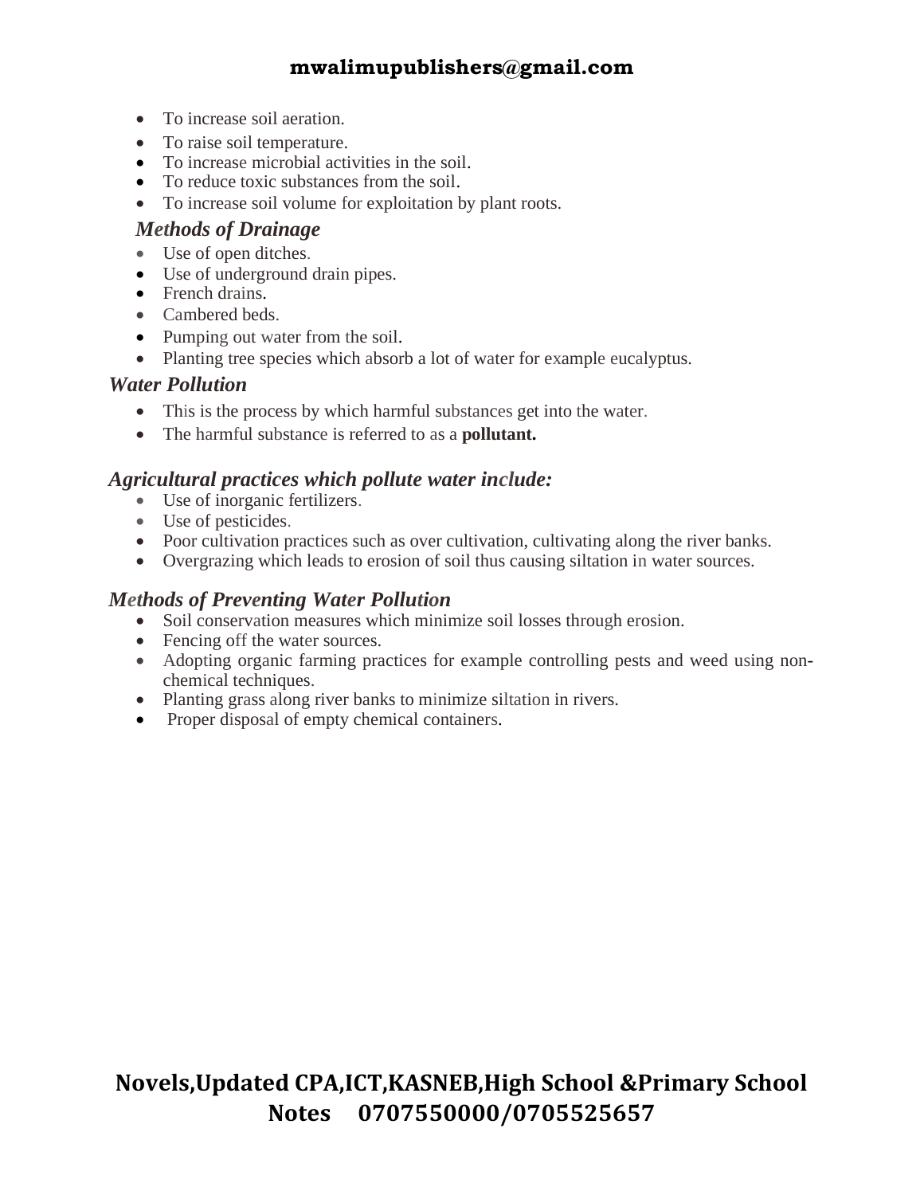- To increase soil aeration.
- To raise soil temperature.
- To increase microbial activities in the soil.
- To reduce toxic substances from the soil.
- To increase soil volume for exploitation by plant roots.

### *Methods of Drainage*

- Use of open ditches.
- Use of underground drain pipes.
- French drains.
- Cambered beds.
- Pumping out water from the soil.
- Planting tree species which absorb a lot of water for example eucalyptus.

## *Water Pollution*

- This is the process by which harmful substances get into the water.
- The harmful substance is referred to as a **pollutant.**

### *Agricultural practices which pollute water include:*

- Use of inorganic fertilizers.
- Use of pesticides.
- Poor cultivation practices such as over cultivation, cultivating along the river banks.
- Overgrazing which leads to erosion of soil thus causing siltation in water sources.

### *Methods of Preventing Water Pollution*

- Soil conservation measures which minimize soil losses through erosion.
- Fencing off the water sources.
- Adopting organic farming practices for example controlling pests and weed using non-chemical techniques.
- Planting grass along river banks to minimize siltation in rivers.
- Proper disposal of empty chemical containers.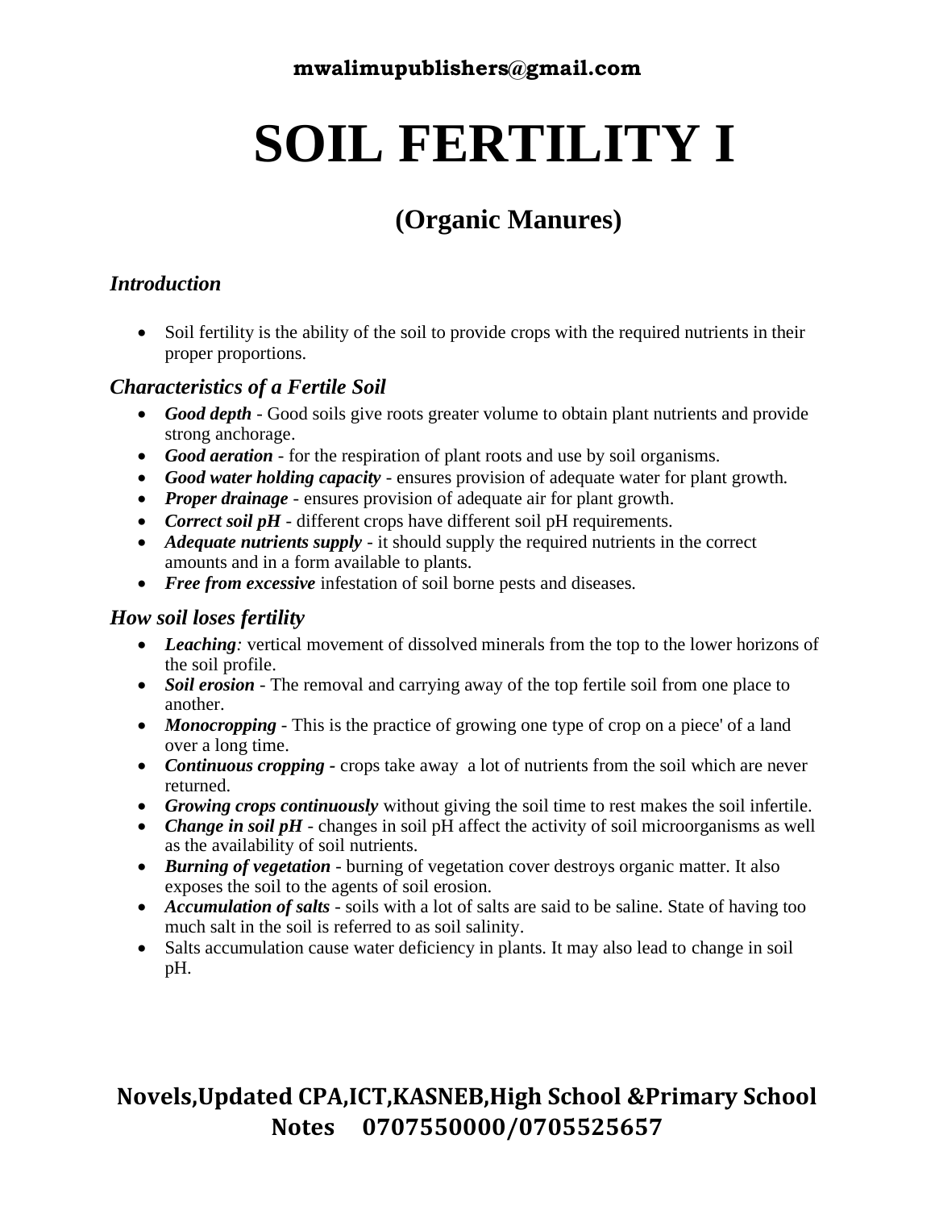# SOIL FERTILITY I

## (Organic Manures)

### *Introduction*

- Soil fertility is the ability of the soil to provide crops with the required nutrients in their proper proportions.

### *Characteristics of a Fertile Soil*

- ***Good depth*** - Good soils give roots greater volume to obtain plant nutrients and provide strong anchorage.
- ***Good aeration*** - for the respiration of plant roots and use by soil organisms.
- ***Good water holding capacity*** - ensures provision of adequate water for plant growth.
- ***Proper drainage*** - ensures provision of adequate air for plant growth.
- ***Correct soil pH*** - different crops have different soil pH requirements.
- ***Adequate nutrients supply*** - it should supply the required nutrients in the correct amounts and in a form available to plants.
- ***Free from excessive*** infestation of soil borne pests and diseases.

### *How soil loses fertility*

- ***Leaching:*** vertical movement of dissolved minerals from the top to the lower horizons of the soil profile.
- ***Soil erosion*** - The removal and carrying away of the top fertile soil from one place to another.
- ***Monocropping*** - This is the practice of growing one type of crop on a piece' of a land over a long time.
- ***Continuous cropping*** - crops take away a lot of nutrients from the soil which are never returned.
- ***Growing crops continuously*** without giving the soil time to rest makes the soil infertile.
- ***Change in soil pH*** - changes in soil pH affect the activity of soil microorganisms as well as the availability of soil nutrients.
- ***Burning of vegetation*** - burning of vegetation cover destroys organic matter. It also exposes the soil to the agents of soil erosion.
- ***Accumulation of salts*** - soils with a lot of salts are said to be saline. State of having too much salt in the soil is referred to as soil salinity.
- Salts accumulation cause water deficiency in plants. It may also lead to change in soil pH.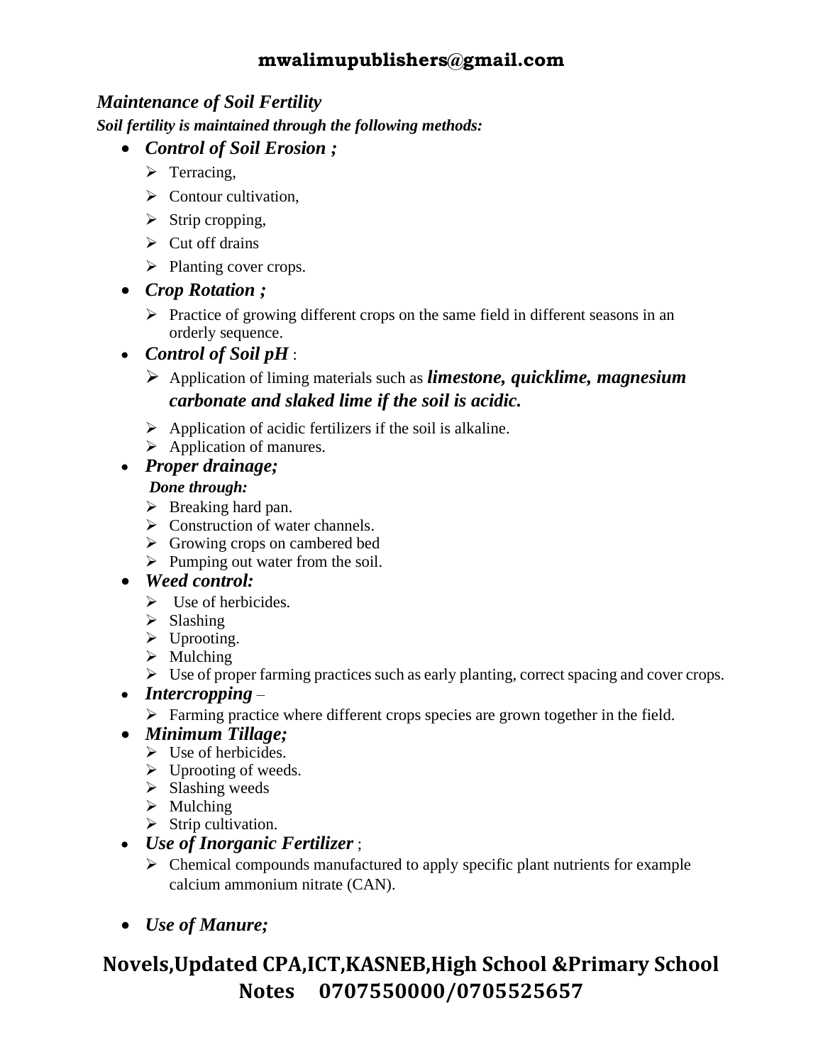### *Maintenance of Soil Fertility*

***Soil fertility is maintained through the following methods:***

- ***Control of Soil Erosion ;***
  - Terracing,
  - Contour cultivation,
  - Strip cropping,
  - Cut off drains
  - Planting cover crops.
- ***Crop Rotation ;***
  - Practice of growing different crops on the same field in different seasons in an orderly sequence.
- ***Control of Soil pH*** :
  - Application of liming materials such as ***limestone, quicklime, magnesium carbonate and slaked lime if the soil is acidic.***
  - Application of acidic fertilizers if the soil is alkaline.
  - Application of manures.
- ***Proper drainage;***

  ***Done through:***
  - Breaking hard pan.
  - Construction of water channels.
  - Growing crops on cambered bed
  - Pumping out water from the soil.
- ***Weed control:***
  - Use of herbicides.
  - Slashing
  - Uprooting.
  - Mulching
  - Use of proper farming practices such as early planting, correct spacing and cover crops.
- ***Intercropping*** –
  - Farming practice where different crops species are grown together in the field.
- ***Minimum Tillage;***
  - Use of herbicides.
  - Uprooting of weeds.
  - Slashing weeds
  - Mulching
  - Strip cultivation.
- ***Use of Inorganic Fertilizer*** ;
  - Chemical compounds manufactured to apply specific plant nutrients for example calcium ammonium nitrate (CAN).
- ***Use of Manure;***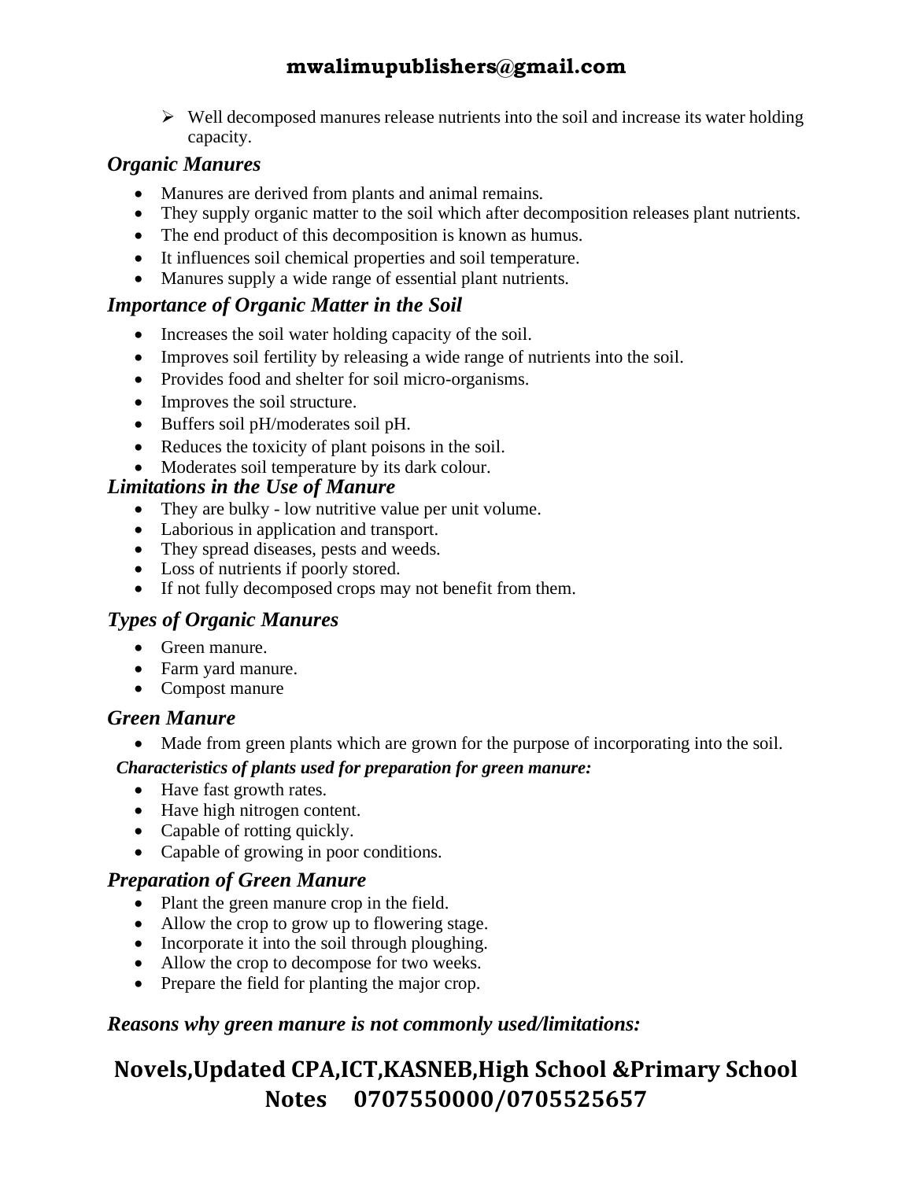- Well decomposed manures release nutrients into the soil and increase its water holding capacity.

### *Organic Manures*

- Manures are derived from plants and animal remains.
- They supply organic matter to the soil which after decomposition releases plant nutrients.
- The end product of this decomposition is known as humus.
- It influences soil chemical properties and soil temperature.
- Manures supply a wide range of essential plant nutrients.

### *Importance of Organic Matter in the Soil*

- Increases the soil water holding capacity of the soil.
- Improves soil fertility by releasing a wide range of nutrients into the soil.
- Provides food and shelter for soil micro-organisms.
- Improves the soil structure.
- Buffers soil pH/moderates soil pH.
- Reduces the toxicity of plant poisons in the soil.
- Moderates soil temperature by its dark colour.

### *Limitations in the Use of Manure*

- They are bulky - low nutritive value per unit volume.
- Laborious in application and transport.
- They spread diseases, pests and weeds.
- Loss of nutrients if poorly stored.
- If not fully decomposed crops may not benefit from them.

### *Types of Organic Manures*

- Green manure.
- Farm yard manure.
- Compost manure

### *Green Manure*

- Made from green plants which are grown for the purpose of incorporating into the soil.

***Characteristics of plants used for preparation for green manure:***

- Have fast growth rates.
- Have high nitrogen content.
- Capable of rotting quickly.
- Capable of growing in poor conditions.

### *Preparation of Green Manure*

- Plant the green manure crop in the field.
- Allow the crop to grow up to flowering stage.
- Incorporate it into the soil through ploughing.
- Allow the crop to decompose for two weeks.
- Prepare the field for planting the major crop.

### *Reasons why green manure is not commonly used/limitations:*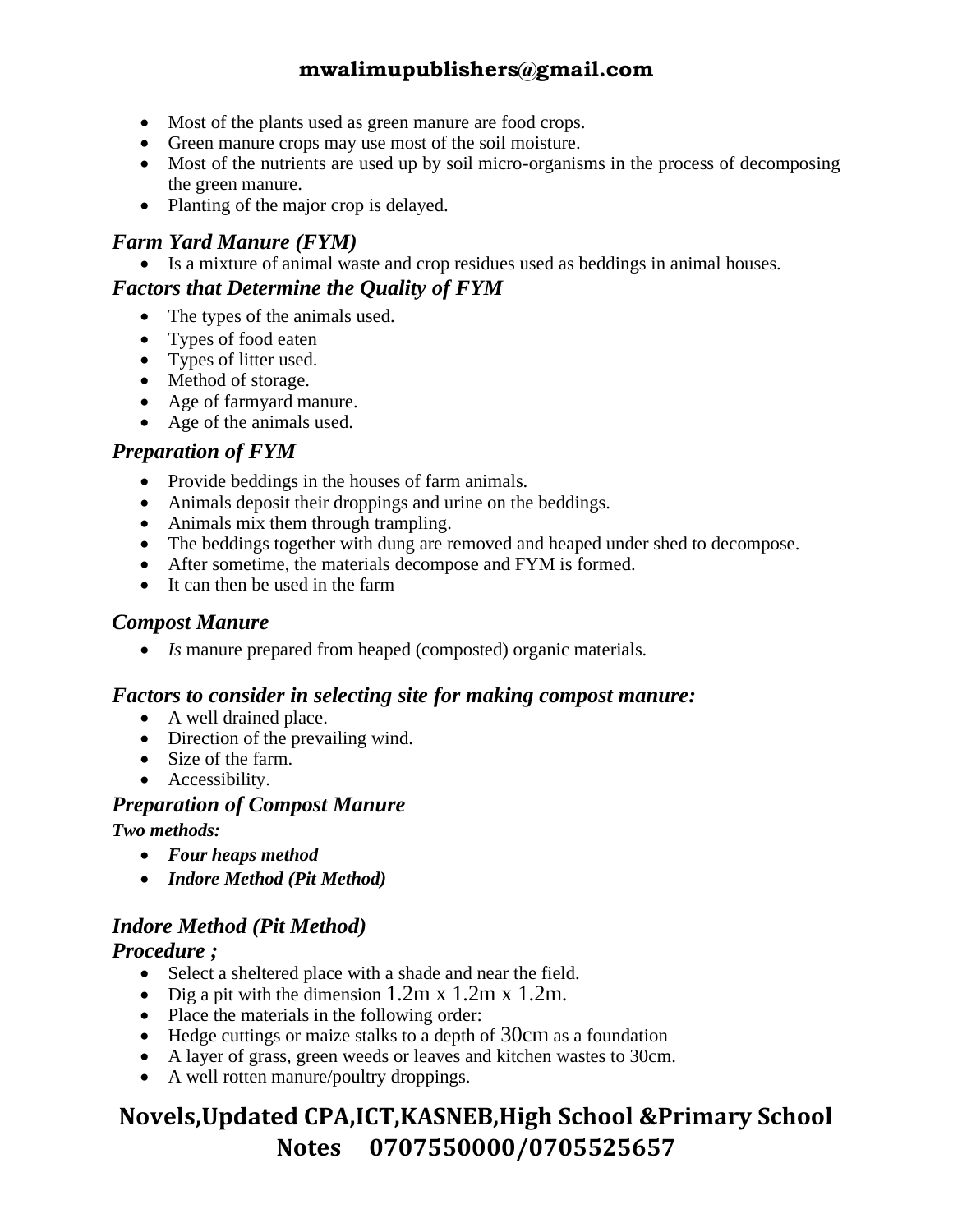- Most of the plants used as green manure are food crops.
- Green manure crops may use most of the soil moisture.
- Most of the nutrients are used up by soil micro-organisms in the process of decomposing the green manure.
- Planting of the major crop is delayed.

### *Farm Yard Manure (FYM)*

- Is a mixture of animal waste and crop residues used as beddings in animal houses.

### *Factors that Determine the Quality of FYM*

- The types of the animals used.
- Types of food eaten
- Types of litter used.
- Method of storage.
- Age of farmyard manure.
- Age of the animals used.

### *Preparation of FYM*

- Provide beddings in the houses of farm animals.
- Animals deposit their droppings and urine on the beddings.
- Animals mix them through trampling.
- The beddings together with dung are removed and heaped under shed to decompose.
- After sometime, the materials decompose and FYM is formed.
- It can then be used in the farm

### *Compost Manure*

- *Is* manure prepared from heaped (composted) organic materials.

### *Factors to consider in selecting site for making compost manure:*

- A well drained place.
- Direction of the prevailing wind.
- Size of the farm.
- Accessibility.

### *Preparation of Compost Manure*

***Two methods:***

- ***Four heaps method***
- ***Indore Method (Pit Method)***

### *Indore Method (Pit Method)*

### *Procedure ;*

- Select a sheltered place with a shade and near the field.
- Dig a pit with the dimension 1.2m x 1.2m x 1.2m.
- Place the materials in the following order:
- Hedge cuttings or maize stalks to a depth of 30cm as a foundation
- A layer of grass, green weeds or leaves and kitchen wastes to 30cm.
- A well rotten manure/poultry droppings.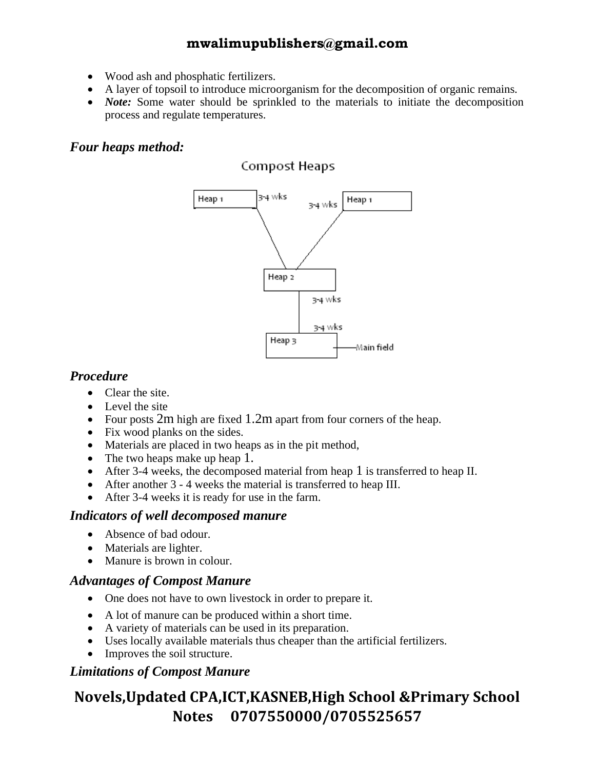- Wood ash and phosphatic fertilizers.
- A layer of topsoil to introduce microorganism for the decomposition of organic remains.
- ***Note:*** Some water should be sprinkled to the materials to initiate the decomposition process and regulate temperatures.

### *Four heaps method:*

Compost Heaps

Heap 1 — 3-4 wks → Heap 2
Heap 1 — 3-4 wks → Heap 2
Heap 2 — 3-4 wks → Heap 3
Heap 3 — 3-4 wks → Main field

### *Procedure*

- Clear the site.
- Level the site
- Four posts 2m high are fixed 1.2m apart from four corners of the heap.
- Fix wood planks on the sides.
- Materials are placed in two heaps as in the pit method,
- The two heaps make up heap 1.
- After 3-4 weeks, the decomposed material from heap 1 is transferred to heap II.
- After another 3 - 4 weeks the material is transferred to heap III.
- After 3-4 weeks it is ready for use in the farm.

### *Indicators of well decomposed manure*

- Absence of bad odour.
- Materials are lighter.
- Manure is brown in colour.

### *Advantages of Compost Manure*

- One does not have to own livestock in order to prepare it.
- A lot of manure can be produced within a short time.
- A variety of materials can be used in its preparation.
- Uses locally available materials thus cheaper than the artificial fertilizers.
- Improves the soil structure.

### *Limitations of Compost Manure*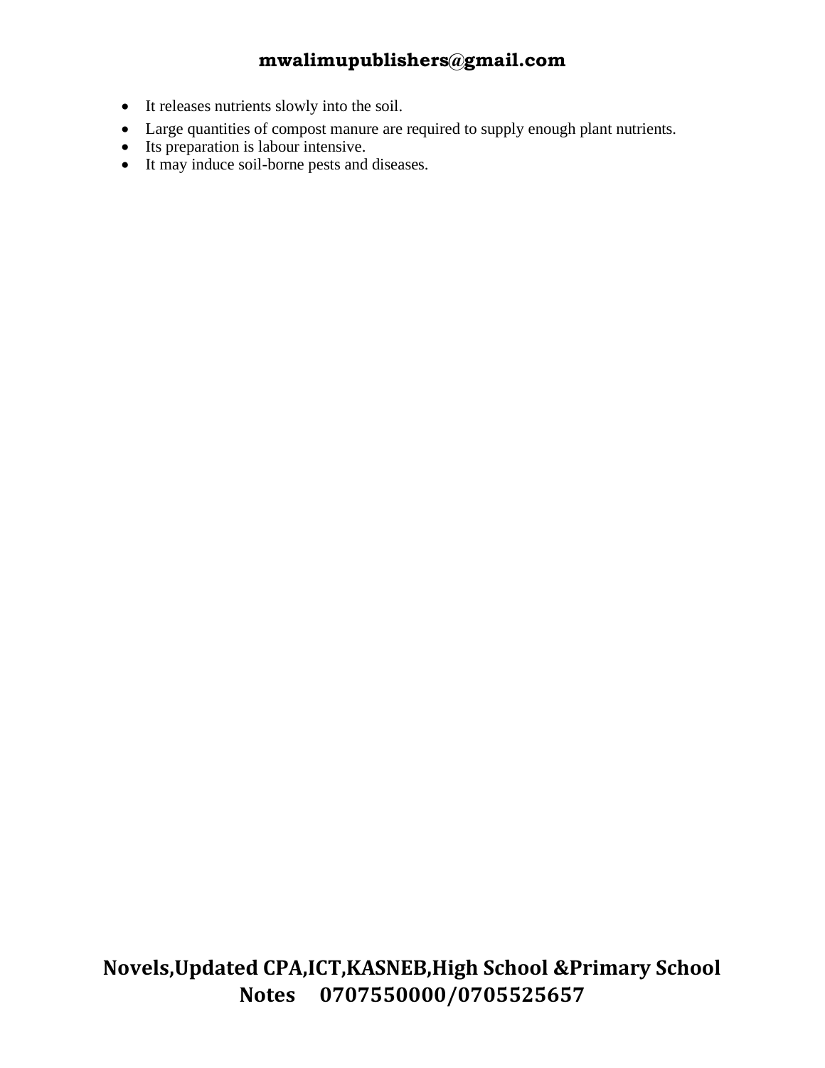- It releases nutrients slowly into the soil.
- Large quantities of compost manure are required to supply enough plant nutrients.
- Its preparation is labour intensive.
- It may induce soil-borne pests and diseases.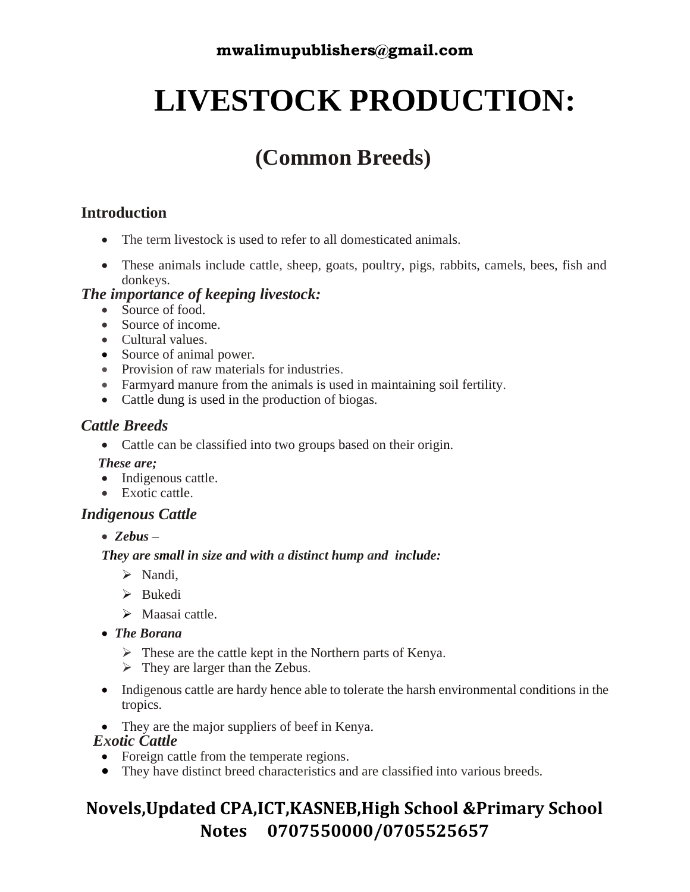# LIVESTOCK PRODUCTION:

## (Common Breeds)

### Introduction

- The term livestock is used to refer to all domesticated animals.
- These animals include cattle, sheep, goats, poultry, pigs, rabbits, camels, bees, fish and donkeys.

### *The importance of keeping livestock:*

- Source of food.
- Source of income.
- Cultural values.
- Source of animal power.
- Provision of raw materials for industries.
- Farmyard manure from the animals is used in maintaining soil fertility.
- Cattle dung is used in the production of biogas.

### *Cattle Breeds*

- Cattle can be classified into two groups based on their origin.

***These are;***

- Indigenous cattle.
- Exotic cattle.

### *Indigenous Cattle*

- ***Zebus*** –

  ***They are small in size and with a distinct hump and include:***

  - Nandi,
  - Bukedi
  - Maasai cattle.
- ***The Borana***
  - These are the cattle kept in the Northern parts of Kenya.
  - They are larger than the Zebus.
- Indigenous cattle are hardy hence able to tolerate the harsh environmental conditions in the tropics.
- They are the major suppliers of beef in Kenya.

### *Exotic Cattle*

- Foreign cattle from the temperate regions.
- They have distinct breed characteristics and are classified into various breeds.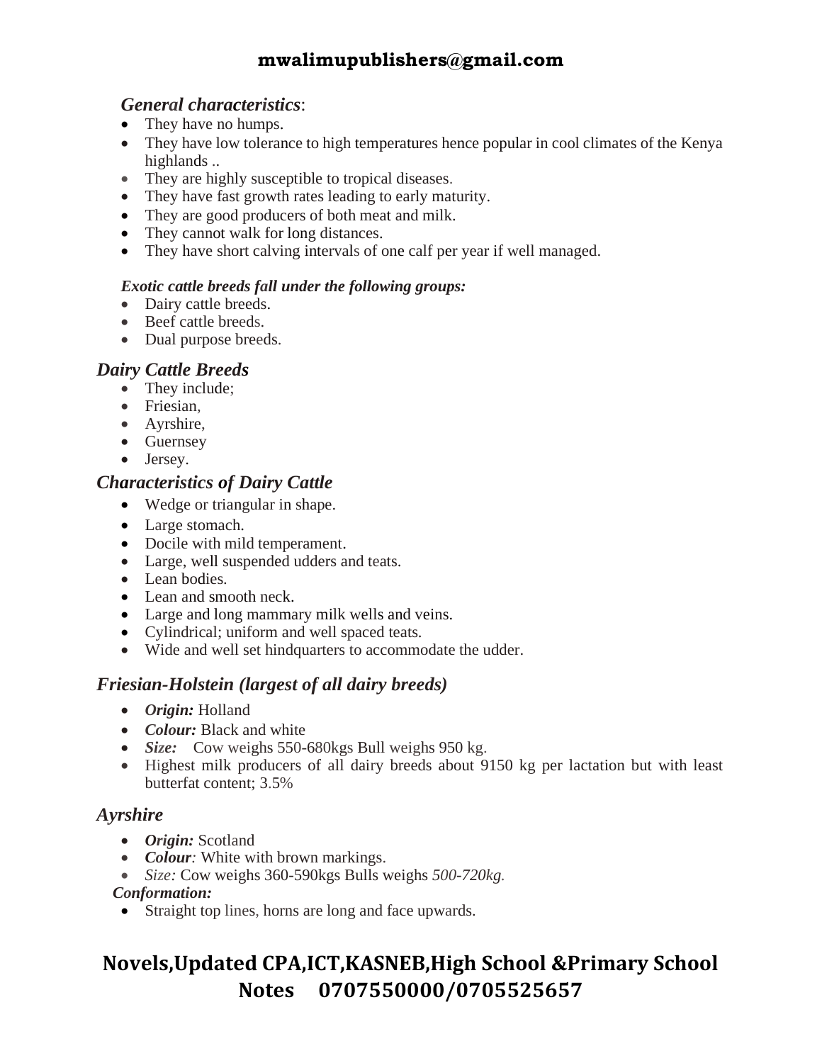***General characteristics***:

- They have no humps.
- They have low tolerance to high temperatures hence popular in cool climates of the Kenya highlands ..
- They are highly susceptible to tropical diseases.
- They have fast growth rates leading to early maturity.
- They are good producers of both meat and milk.
- They cannot walk for long distances.
- They have short calving intervals of one calf per year if well managed.

***Exotic cattle breeds fall under the following groups:***

- Dairy cattle breeds.
- Beef cattle breeds.
- Dual purpose breeds.

## *Dairy Cattle Breeds*

- They include;
- Friesian,
- Ayrshire,
- Guernsey
- Jersey.

## *Characteristics of Dairy Cattle*

- Wedge or triangular in shape.
- Large stomach.
- Docile with mild temperament.
- Large, well suspended udders and teats.
- Lean bodies.
- Lean and smooth neck.
- Large and long mammary milk wells and veins.
- Cylindrical; uniform and well spaced teats.
- Wide and well set hindquarters to accommodate the udder.

## *Friesian-Holstein (largest of all dairy breeds)*

- ***Origin:*** Holland
- ***Colour:*** Black and white
- ***Size:*** Cow weighs 550-680kgs Bull weighs 950 kg.
- Highest milk producers of all dairy breeds about 9150 kg per lactation but with least butterfat content; 3.5%

## *Ayrshire*

- ***Origin:*** Scotland
- ***Colour**:* White with brown markings.
- *Size:* Cow weighs 360-590kgs Bulls weighs *500-720kg.*

***Conformation:***

- Straight top lines, horns are long and face upwards.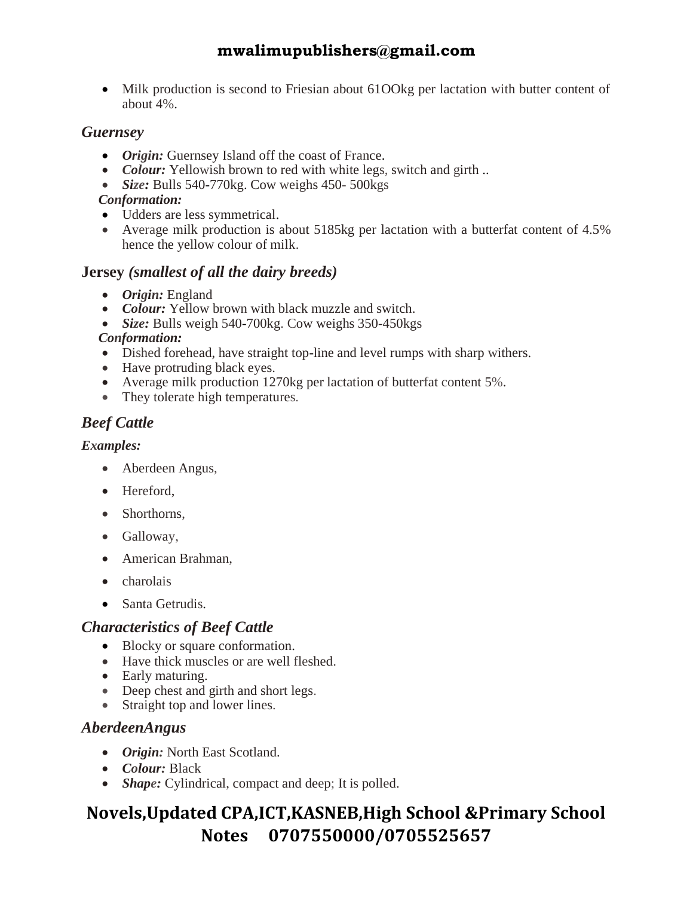- Milk production is second to Friesian about 61OOkg per lactation with butter content of about 4%.

## *Guernsey*

- ***Origin:*** Guernsey Island off the coast of France.
- ***Colour:*** Yellowish brown to red with white legs, switch and girth ..
- ***Size:*** Bulls 540-770kg. Cow weighs 450- 500kgs

***Conformation:***

- Udders are less symmetrical.
- Average milk production is about 5185kg per lactation with a butterfat content of 4.5% hence the yellow colour of milk.

## **Jersey *(smallest of all the dairy breeds)***

- ***Origin:*** England
- ***Colour:*** Yellow brown with black muzzle and switch.
- ***Size:*** Bulls weigh 540-700kg. Cow weighs 350-450kgs

***Conformation:***

- Dished forehead, have straight top-line and level rumps with sharp withers.
- Have protruding black eyes.
- Average milk production 1270kg per lactation of butterfat content 5%.
- They tolerate high temperatures.

## *Beef Cattle*

***Examples:***

- Aberdeen Angus,
- Hereford,
- Shorthorns,
- Galloway,
- American Brahman,
- charolais
- Santa Getrudis.

## *Characteristics of Beef Cattle*

- Blocky or square conformation.
- Have thick muscles or are well fleshed.
- Early maturing.
- Deep chest and girth and short legs.
- Straight top and lower lines.

## *AberdeenAngus*

- ***Origin:*** North East Scotland.
- ***Colour:*** Black
- ***Shape:*** Cylindrical, compact and deep; It is polled.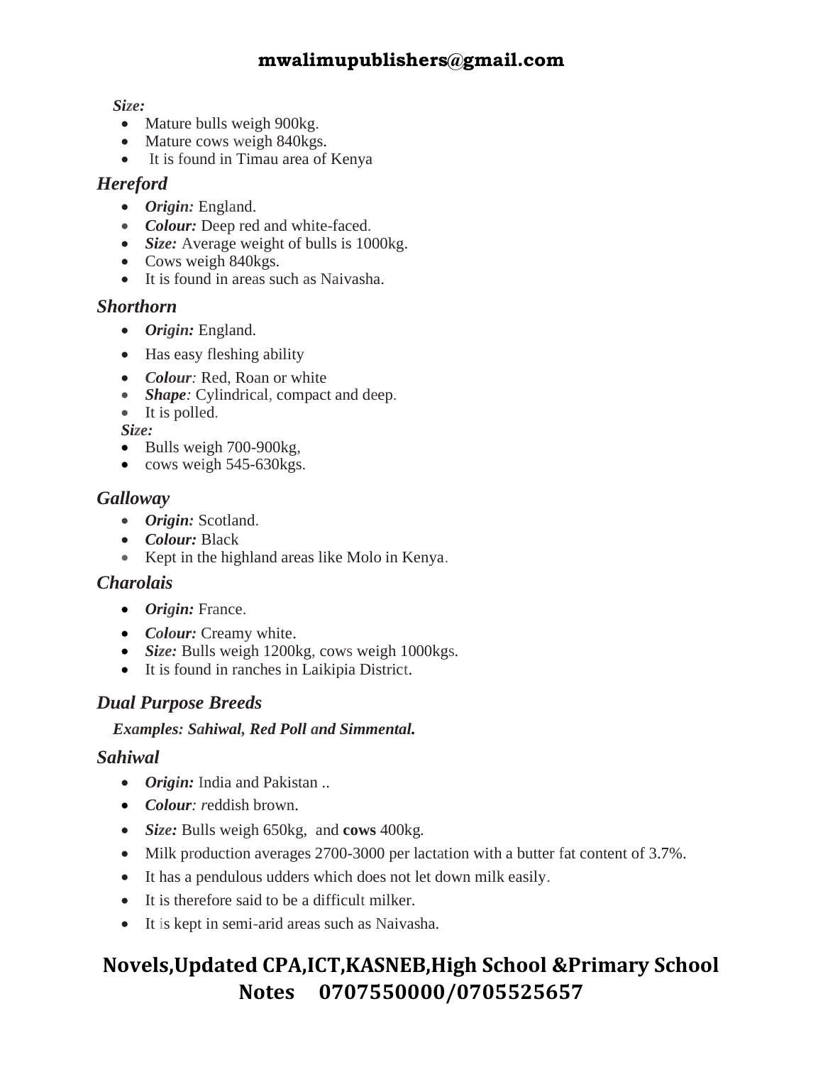*Size:*

- Mature bulls weigh 900kg.
- Mature cows weigh 840kgs.
- It is found in Timau area of Kenya

### *Hereford*

- ***Origin:*** England.
- ***Colour:*** Deep red and white-faced.
- ***Size:*** Average weight of bulls is 1000kg.
- Cows weigh 840kgs.
- It is found in areas such as Naivasha.

### *Shorthorn*

- ***Origin:*** England.
- Has easy fleshing ability
- ***Colour:*** Red, Roan or white
- ***Shape:*** Cylindrical, compact and deep.
- It is polled.

*Size:*

- Bulls weigh 700-900kg,
- cows weigh 545-630kgs.

### *Galloway*

- ***Origin:*** Scotland.
- ***Colour:*** Black
- Kept in the highland areas like Molo in Kenya.

### *Charolais*

- ***Origin:*** France.
- ***Colour:*** Creamy white.
- ***Size:*** Bulls weigh 1200kg, cows weigh 1000kgs.
- It is found in ranches in Laikipia District.

### *Dual Purpose Breeds*

***Examples: Sahiwal, Red Poll and Simmental.***

### *Sahiwal*

- ***Origin:*** India and Pakistan ..
- ***Colour:*** *r*eddish brown.
- ***Size:*** Bulls weigh 650kg, and **cows** 400kg.
- Milk production averages 2700-3000 per lactation with a butter fat content of 3.7%.
- It has a pendulous udders which does not let down milk easily.
- It is therefore said to be a difficult milker.
- It is kept in semi-arid areas such as Naivasha.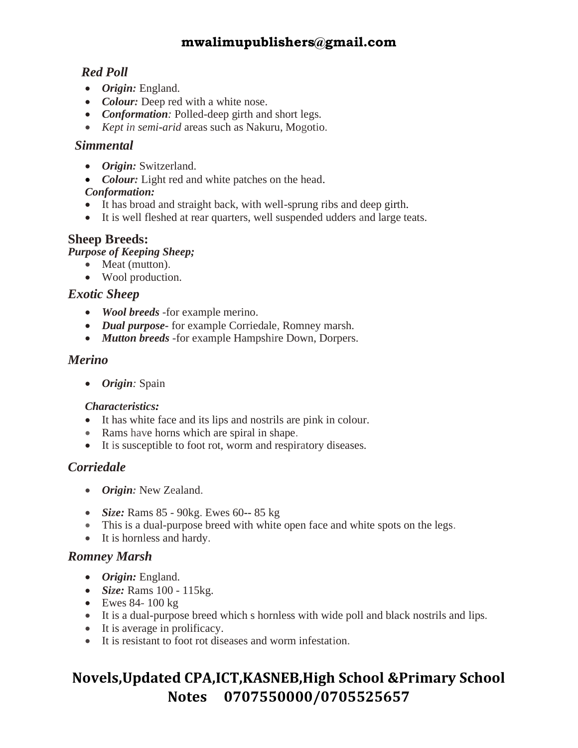### *Red Poll*

- ***Origin:*** England.
- ***Colour:*** Deep red with a white nose.
- ***Conformation****:* Polled-deep girth and short legs.
- *Kept in semi-arid* areas such as Nakuru, Mogotio.

### *Simmental*

- ***Origin:*** Switzerland.
- ***Colour:*** Light red and white patches on the head.

***Conformation:***

- It has broad and straight back, with well-sprung ribs and deep girth.
- It is well fleshed at rear quarters, well suspended udders and large teats.

## Sheep Breeds:

***Purpose of Keeping Sheep;***

- Meat (mutton).
- Wool production.

### *Exotic Sheep*

- ***Wool breeds*** -for example merino.
- ***Dual purpose-*** for example Corriedale, Romney marsh.
- ***Mutton breeds*** -for example Hampshire Down, Dorpers.

### *Merino*

- ***Origin****:* Spain

***Characteristics:***

- It has white face and its lips and nostrils are pink in colour.
- Rams have horns which are spiral in shape.
- It is susceptible to foot rot, worm and respiratory diseases.

### *Corriedale*

- ***Origin****:* New Zealand.
- ***Size:*** Rams 85 - 90kg. Ewes 60-- 85 kg
- This is a dual-purpose breed with white open face and white spots on the legs.
- It is hornless and hardy.

### *Romney Marsh*

- ***Origin:*** England.
- ***Size:*** Rams 100 - 115kg.
- Ewes 84- 100 kg
- It is a dual-purpose breed which s hornless with wide poll and black nostrils and lips.
- It is average in prolificacy.
- It is resistant to foot rot diseases and worm infestation.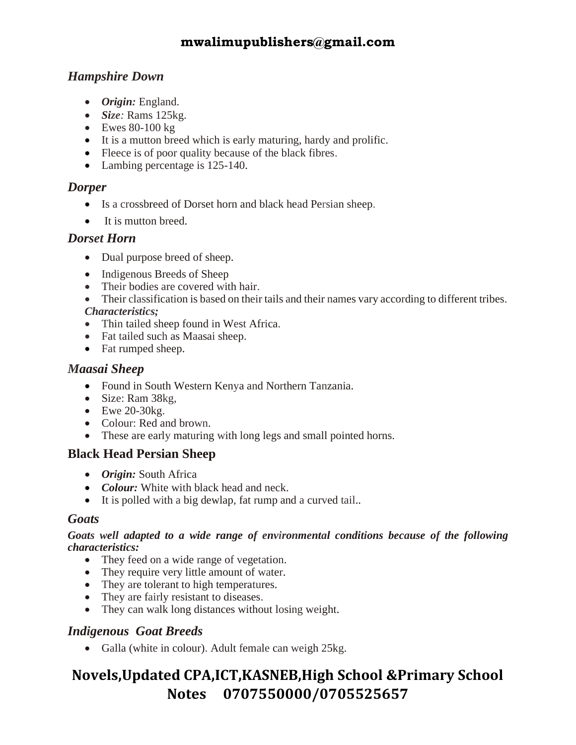### *Hampshire Down*

- ***Origin:*** England.
- ***Size:*** Rams 125kg.
- Ewes 80-100 kg
- It is a mutton breed which is early maturing, hardy and prolific.
- Fleece is of poor quality because of the black fibres.
- Lambing percentage is 125-140.

### *Dorper*

- Is a crossbreed of Dorset horn and black head Persian sheep.
- It is mutton breed.

### *Dorset Horn*

- Dual purpose breed of sheep.
- Indigenous Breeds of Sheep
- Their bodies are covered with hair.
- Their classification is based on their tails and their names vary according to different tribes.

***Characteristics;***

- Thin tailed sheep found in West Africa.
- Fat tailed such as Maasai sheep.
- Fat rumped sheep.

### *Maasai Sheep*

- Found in South Western Kenya and Northern Tanzania.
- Size: Ram 38kg,
- Ewe 20-30kg.
- Colour: Red and brown.
- These are early maturing with long legs and small pointed horns.

### **Black Head Persian Sheep**

- ***Origin:*** South Africa
- ***Colour:*** White with black head and neck.
- It is polled with a big dewlap, fat rump and a curved tail..

### *Goats*

***Goats well adapted to a wide range of environmental conditions because of the following characteristics:***

- They feed on a wide range of vegetation.
- They require very little amount of water.
- They are tolerant to high temperatures.
- They are fairly resistant to diseases.
- They can walk long distances without losing weight.

### *Indigenous Goat Breeds*

- Galla (white in colour). Adult female can weigh 25kg.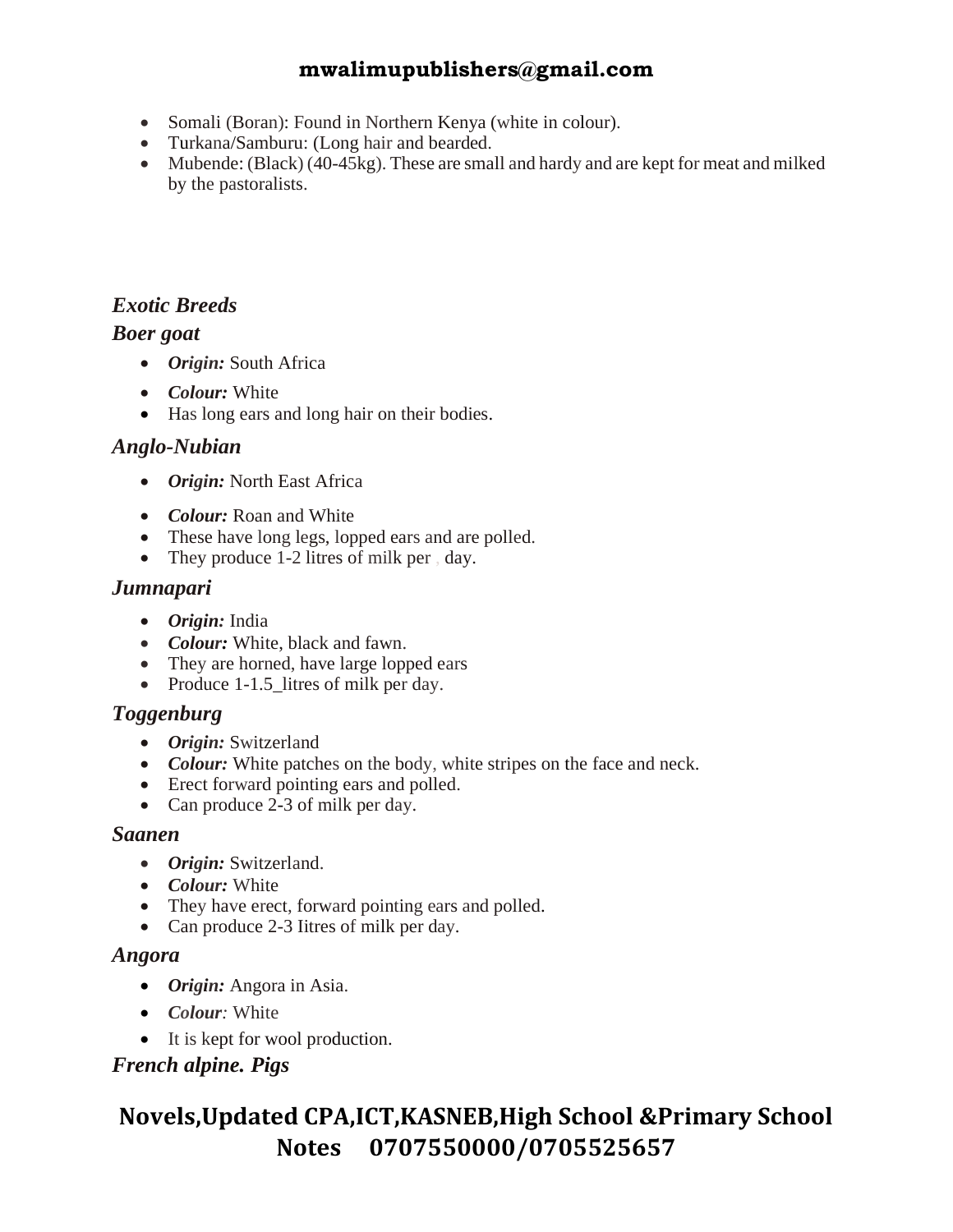- Somali (Boran): Found in Northern Kenya (white in colour).
- Turkana/Samburu: (Long hair and bearded.
- Mubende: (Black) (40-45kg). These are small and hardy and are kept for meat and milked by the pastoralists.

## *Exotic Breeds*

### *Boer goat*

- ***Origin:*** South Africa
- ***Colour:*** White
- Has long ears and long hair on their bodies.

### *Anglo-Nubian*

- ***Origin:*** North East Africa
- ***Colour:*** Roan and White
- These have long legs, lopped ears and are polled.
- They produce 1-2 litres of milk per day.

### *Jumnapari*

- ***Origin:*** India
- ***Colour:*** White, black and fawn.
- They are horned, have large lopped ears
- Produce 1-1.5_litres of milk per day.

### *Toggenburg*

- ***Origin:*** Switzerland
- ***Colour:*** White patches on the body, white stripes on the face and neck.
- Erect forward pointing ears and polled.
- Can produce 2-3 of milk per day.

### *Saanen*

- ***Origin:*** Switzerland.
- ***Colour:*** White
- They have erect, forward pointing ears and polled.
- Can produce 2-3 Iitres of milk per day.

### *Angora*

- ***Origin:*** Angora in Asia.
- ***Colour****:* White
- It is kept for wool production.

### *French alpine. Pigs*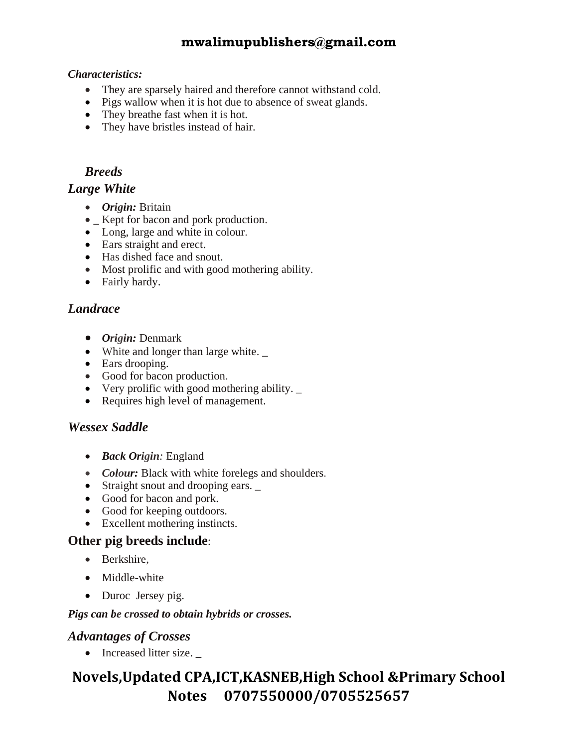***Characteristics:***

- They are sparsely haired and therefore cannot withstand cold.
- Pigs wallow when it is hot due to absence of sweat glands.
- They breathe fast when it is hot.
- They have bristles instead of hair.

### *Breeds*

### *Large White*

- ***Origin:*** Britain
- _ Kept for bacon and pork production.
- Long, large and white in colour.
- Ears straight and erect.
- Has dished face and snout.
- Most prolific and with good mothering ability.
- Fairly hardy.

### *Landrace*

- ***Origin:*** Denmark
- White and longer than large white. _
- Ears drooping.
- Good for bacon production.
- Very prolific with good mothering ability. _
- Requires high level of management.

### *Wessex Saddle*

- ***Back Origin****:* England
- ***Colour:*** Black with white forelegs and shoulders.
- Straight snout and drooping ears. _
- Good for bacon and pork.
- Good for keeping outdoors.
- Excellent mothering instincts.

### Other pig breeds include:

- Berkshire,
- Middle-white
- Duroc Jersey pig.

***Pigs can be crossed to obtain hybrids or crosses.***

### *Advantages of Crosses*

- Increased litter size. _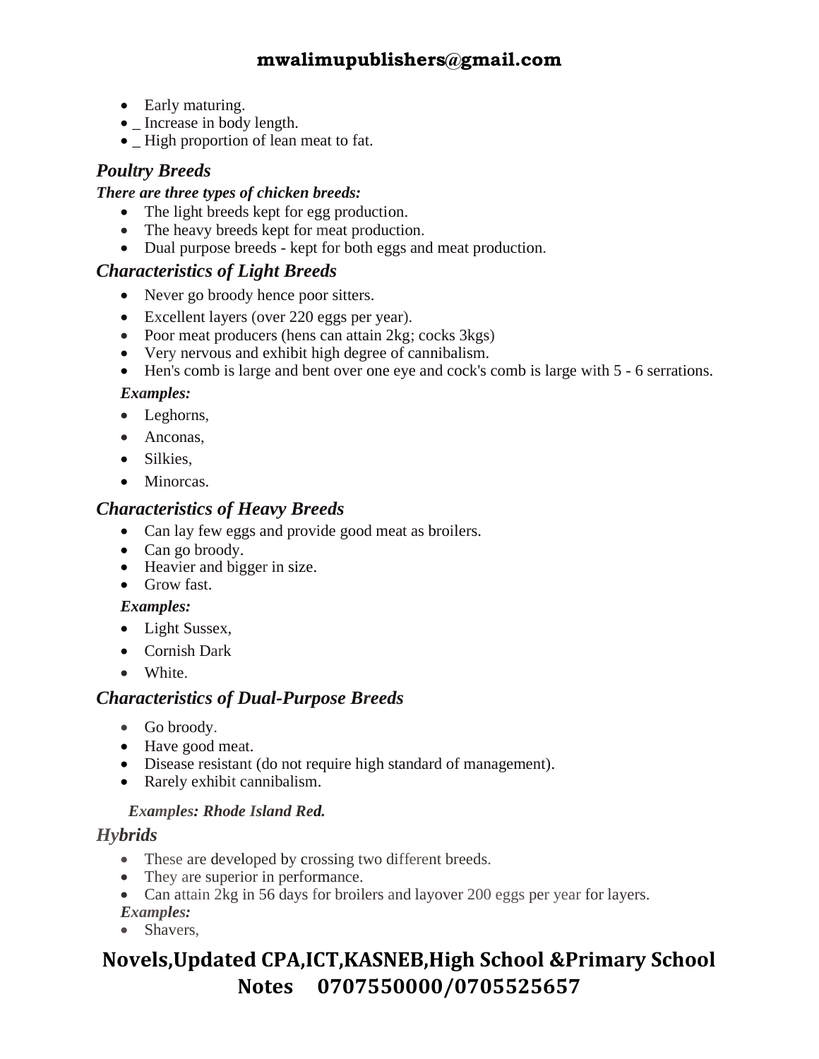- Early maturing.
- _ Increase in body length.
- _ High proportion of lean meat to fat.

## *Poultry Breeds*

***There are three types of chicken breeds:***

- The light breeds kept for egg production.
- The heavy breeds kept for meat production.
- Dual purpose breeds - kept for both eggs and meat production.

## *Characteristics of Light Breeds*

- Never go broody hence poor sitters.
- Excellent layers (over 220 eggs per year).
- Poor meat producers (hens can attain 2kg; cocks 3kgs)
- Very nervous and exhibit high degree of cannibalism.
- Hen's comb is large and bent over one eye and cock's comb is large with 5 - 6 serrations.

***Examples:***

- Leghorns,
- Anconas,
- Silkies,
- Minorcas.

## *Characteristics of Heavy Breeds*

- Can lay few eggs and provide good meat as broilers.
- Can go broody.
- Heavier and bigger in size.
- Grow fast.

***Examples:***

- Light Sussex,
- Cornish Dark
- White.

## *Characteristics of Dual-Purpose Breeds*

- Go broody.
- Have good meat.
- Disease resistant (do not require high standard of management).
- Rarely exhibit cannibalism.

***Examples: Rhode Island Red.***

## *Hybrids*

- These are developed by crossing two different breeds.
- They are superior in performance.
- Can attain 2kg in 56 days for broilers and layover 200 eggs per year for layers.

***Examples:***

- Shavers,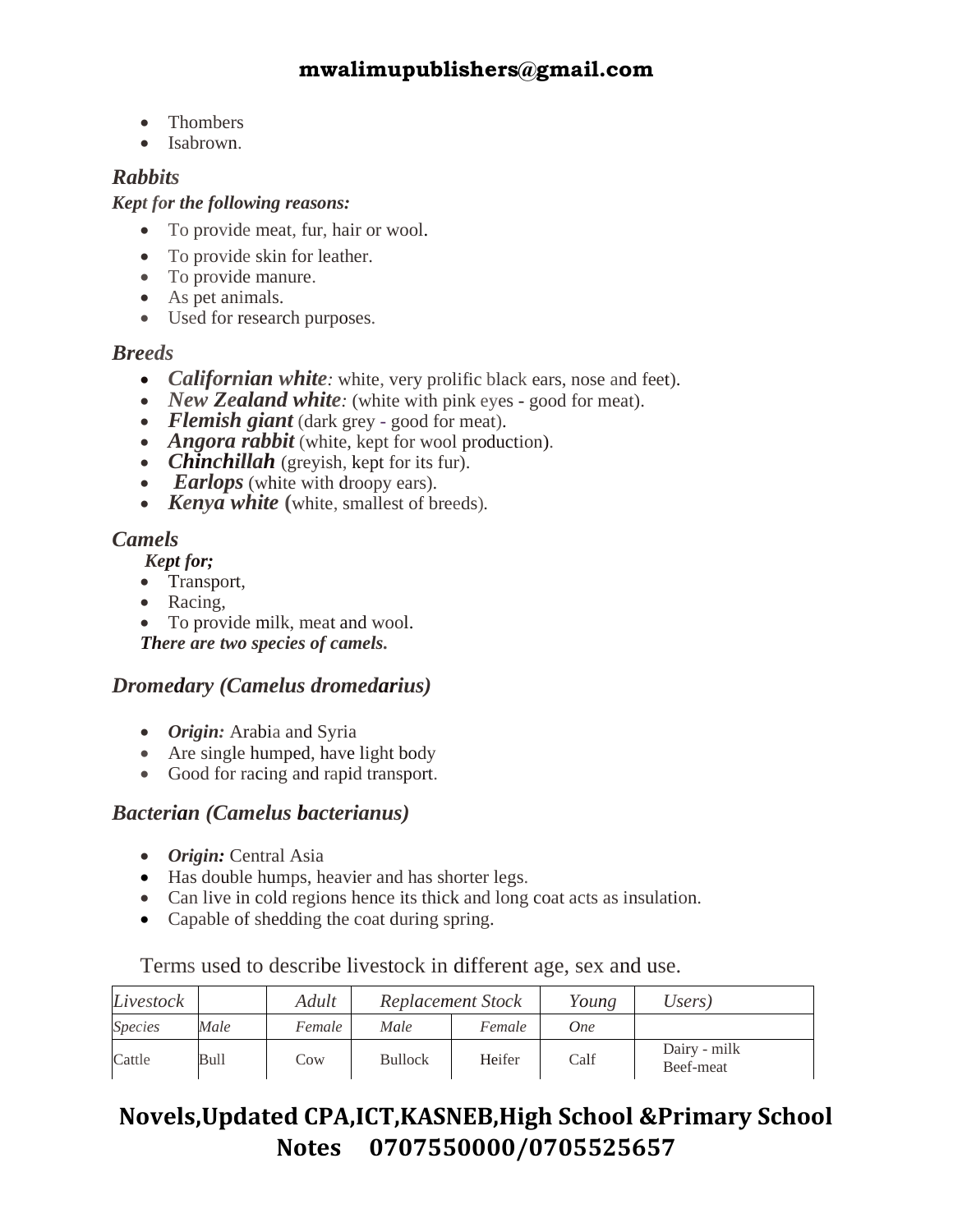- Thombers
- Isabrown.

### *Rabbits*

***Kept for the following reasons:***

- To provide meat, fur, hair or wool.
- To provide skin for leather.
- To provide manure.
- As pet animals.
- Used for research purposes.

### *Breeds*

- ***Californian white**:* white, very prolific black ears, nose and feet).
- ***New Zealand white**:* (white with pink eyes - good for meat).
- ***Flemish giant*** (dark grey - good for meat).
- ***Angora rabbit*** (white, kept for wool production).
- ***Chinchillah*** (greyish, kept for its fur).
- ***Earlops*** (white with droopy ears).
- ***Kenya white*** **(**white, smallest of breeds).

### *Camels*

***Kept for;***

- Transport,
- Racing,
- To provide milk, meat and wool.

***There are two species of camels.***

### *Dromedary (Camelus dromedarius)*

- ***Origin:*** Arabia and Syria
- Are single humped, have light body
- Good for racing and rapid transport.

### *Bacterian (Camelus bacterianus)*

- ***Origin:*** Central Asia
- Has double humps, heavier and has shorter legs.
- Can live in cold regions hence its thick and long coat acts as insulation.
- Capable of shedding the coat during spring.

Terms used to describe livestock in different age, sex and use.

| *Livestock* | | *Adult* | *Replacement Stock* | | *Young* | *Users)* |
|---|---|---|---|---|---|---|
| *Species* | *Male* | *Female* | *Male* | *Female* | *One* | |
| Cattle | Bull | Cow | Bullock | Heifer | Calf | Dairy - milk<br>Beef-meat |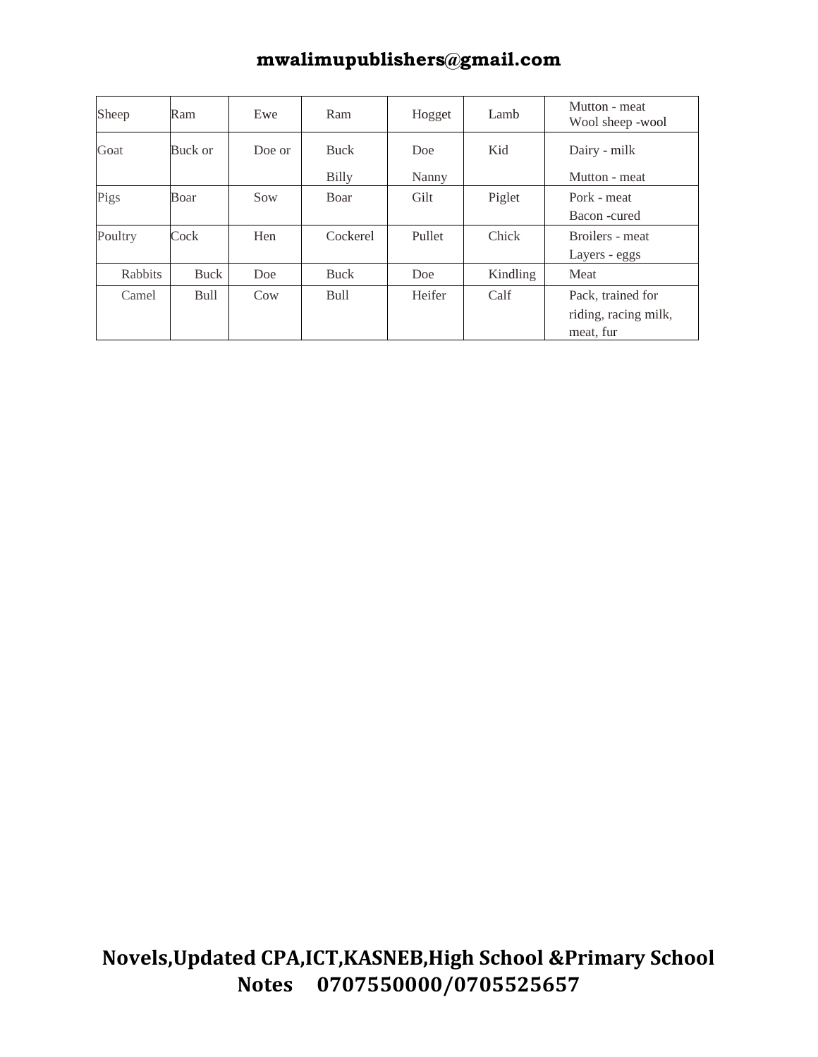| Sheep | Ram | Ewe | Ram | Hogget | Lamb | Mutton - meat<br>Wool sheep -wool |
|---|---|---|---|---|---|---|
| Goat | Buck or | Doe or | Buck<br>Billy | Doe<br>Nanny | Kid | Dairy - milk<br>Mutton - meat |
| Pigs | Boar | Sow | Boar | Gilt | Piglet | Pork - meat<br>Bacon -cured |
| Poultry | Cock | Hen | Cockerel | Pullet | Chick | Broilers - meat<br>Layers - eggs |
| Rabbits | Buck | Doe | Buck | Doe | Kindling | Meat |
| Camel | Bull | Cow | Bull | Heifer | Calf | Pack, trained for riding, racing milk, meat, fur |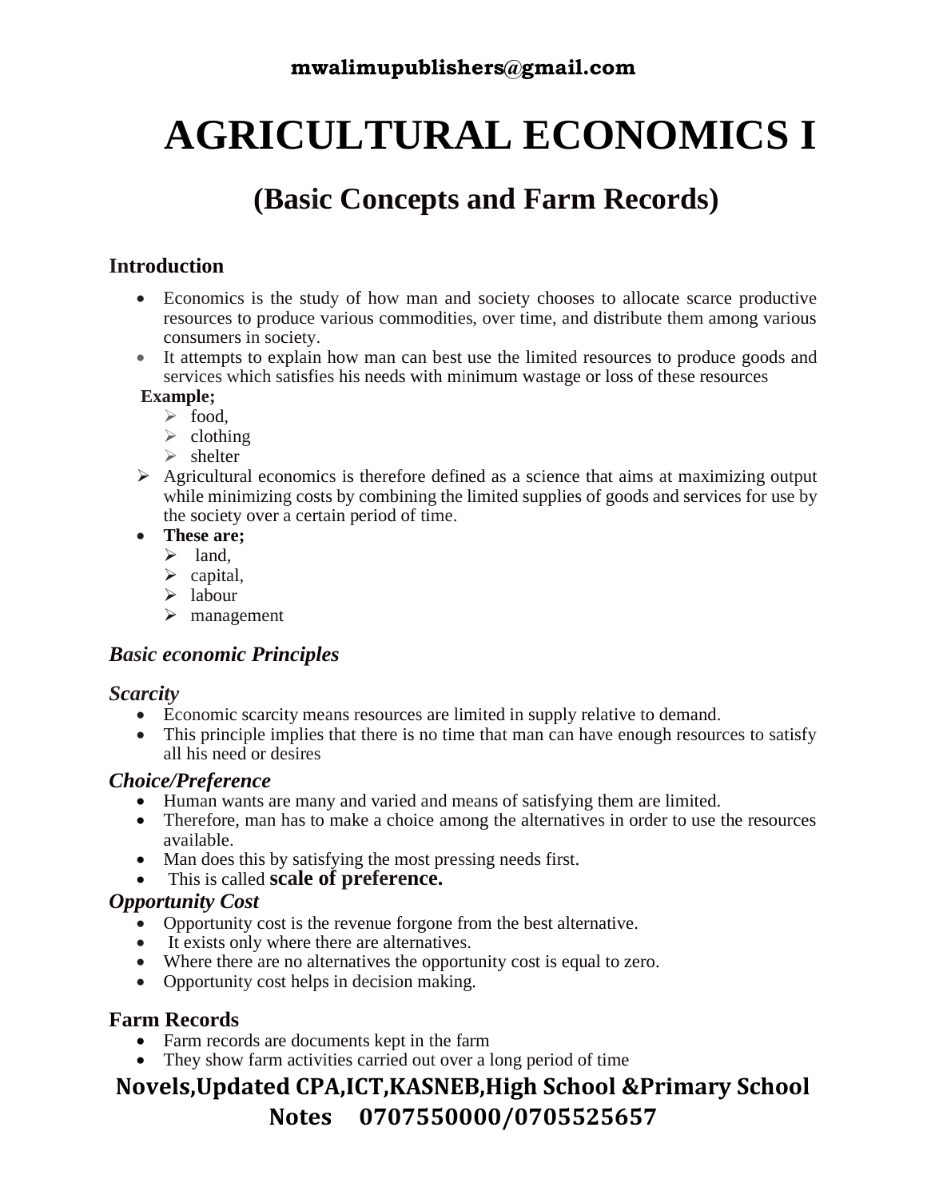# AGRICULTURAL ECONOMICS I

## (Basic Concepts and Farm Records)

### Introduction

- Economics is the study of how man and society chooses to allocate scarce productive resources to produce various commodities, over time, and distribute them among various consumers in society.
- It attempts to explain how man can best use the limited resources to produce goods and services which satisfies his needs with minimum wastage or loss of these resources

**Example;**

- food,
- clothing
- shelter

- Agricultural economics is therefore defined as a science that aims at maximizing output while minimizing costs by combining the limited supplies of goods and services for use by the society over a certain period of time.

- **These are;**
  - land,
  - capital,
  - labour
  - management

### *Basic economic Principles*

#### *Scarcity*

- Economic scarcity means resources are limited in supply relative to demand.
- This principle implies that there is no time that man can have enough resources to satisfy all his need or desires

#### *Choice/Preference*

- Human wants are many and varied and means of satisfying them are limited.
- Therefore, man has to make a choice among the alternatives in order to use the resources available.
- Man does this by satisfying the most pressing needs first.
- This is called **scale of preference.**

#### *Opportunity Cost*

- Opportunity cost is the revenue forgone from the best alternative.
- It exists only where there are alternatives.
- Where there are no alternatives the opportunity cost is equal to zero.
- Opportunity cost helps in decision making.

### Farm Records

- Farm records are documents kept in the farm
- They show farm activities carried out over a long period of time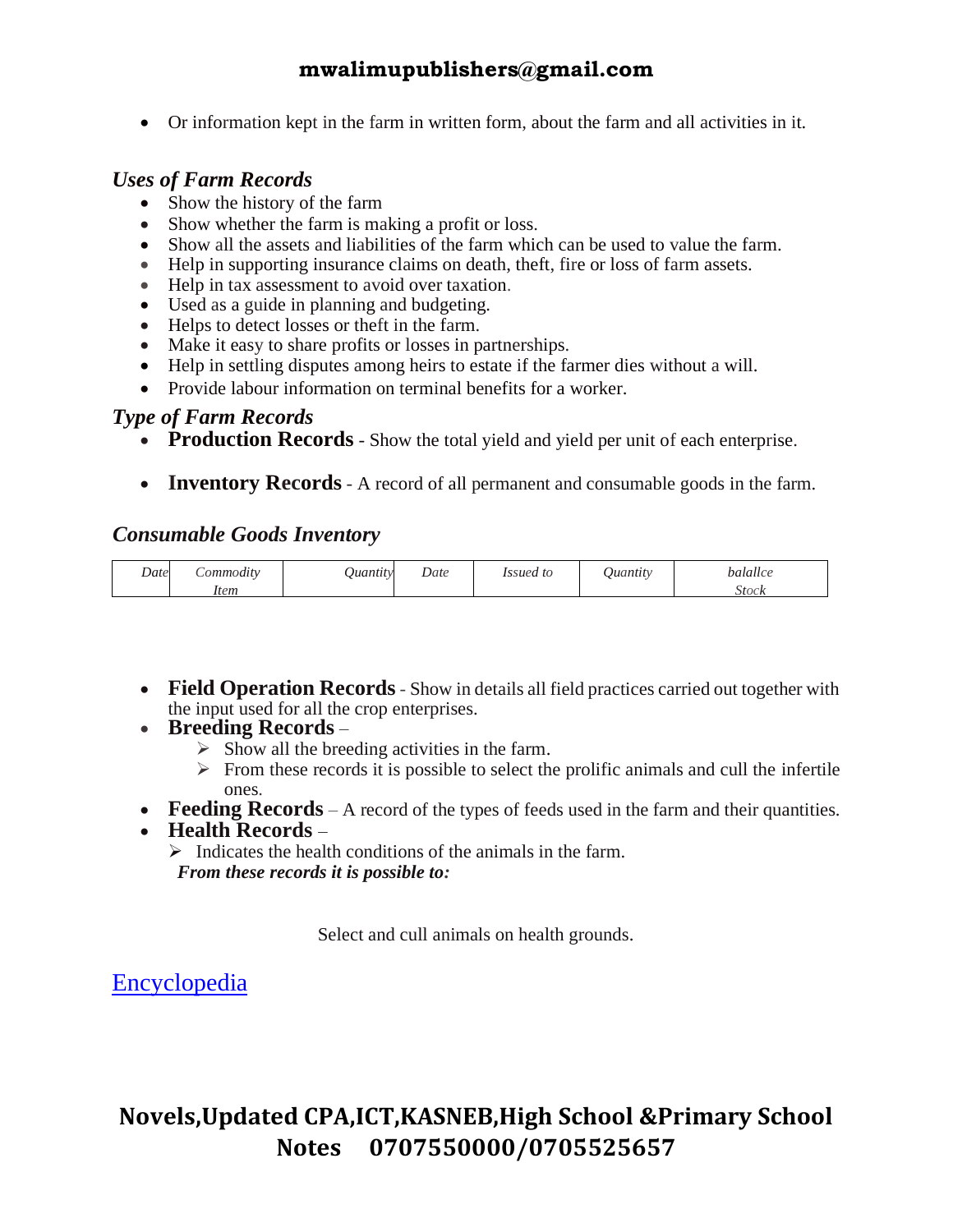- Or information kept in the farm in written form, about the farm and all activities in it.

### *Uses of Farm Records*

- Show the history of the farm
- Show whether the farm is making a profit or loss.
- Show all the assets and liabilities of the farm which can be used to value the farm.
- Help in supporting insurance claims on death, theft, fire or loss of farm assets.
- Help in tax assessment to avoid over taxation.
- Used as a guide in planning and budgeting.
- Helps to detect losses or theft in the farm.
- Make it easy to share profits or losses in partnerships.
- Help in settling disputes among heirs to estate if the farmer dies without a will.
- Provide labour information on terminal benefits for a worker.

### *Type of Farm Records*

- **Production Records** - Show the total yield and yield per unit of each enterprise.
- **Inventory Records** - A record of all permanent and consumable goods in the farm.

### *Consumable Goods Inventory*

| *Date* | *Commodity Item* | *Quantity* | *Date* | *Issued to* | *Quantity* | *balallce Stock* |
|---|---|---|---|---|---|---|

- **Field Operation Records** - Show in details all field practices carried out together with the input used for all the crop enterprises.
- **Breeding Records** –
  - Show all the breeding activities in the farm.
  - From these records it is possible to select the prolific animals and cull the infertile ones.
- **Feeding Records** – A record of the types of feeds used in the farm and their quantities.
- **Health Records** –
  - Indicates the health conditions of the animals in the farm.

  ***From these records it is possible to:***

Select and cull animals on health grounds.

Encyclopedia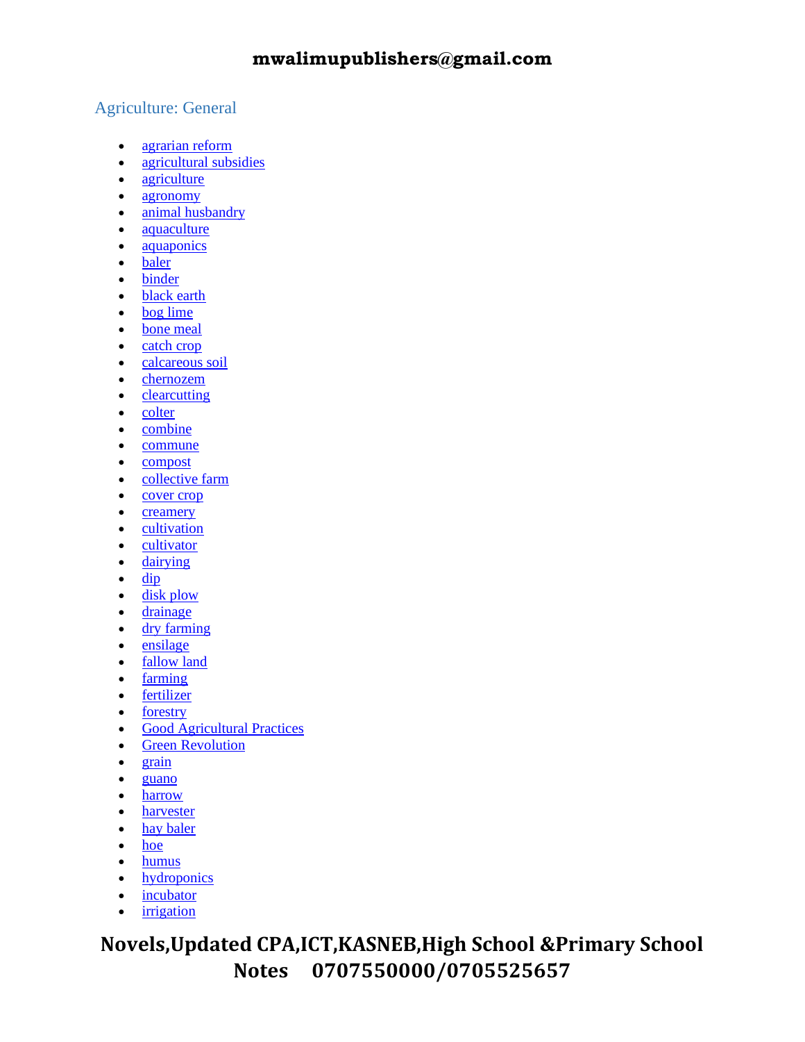## Agriculture: General

- agrarian reform
- agricultural subsidies
- agriculture
- agronomy
- animal husbandry
- aquaculture
- aquaponics
- baler
- binder
- black earth
- bog lime
- bone meal
- catch crop
- calcareous soil
- chernozem
- clearcutting
- colter
- combine
- commune
- compost
- collective farm
- cover crop
- creamery
- cultivation
- cultivator
- dairying
- dip
- disk plow
- drainage
- dry farming
- ensilage
- fallow land
- farming
- fertilizer
- forestry
- Good Agricultural Practices
- Green Revolution
- grain
- guano
- harrow
- harvester
- hay baler
- hoe
- humus
- hydroponics
- incubator
- irrigation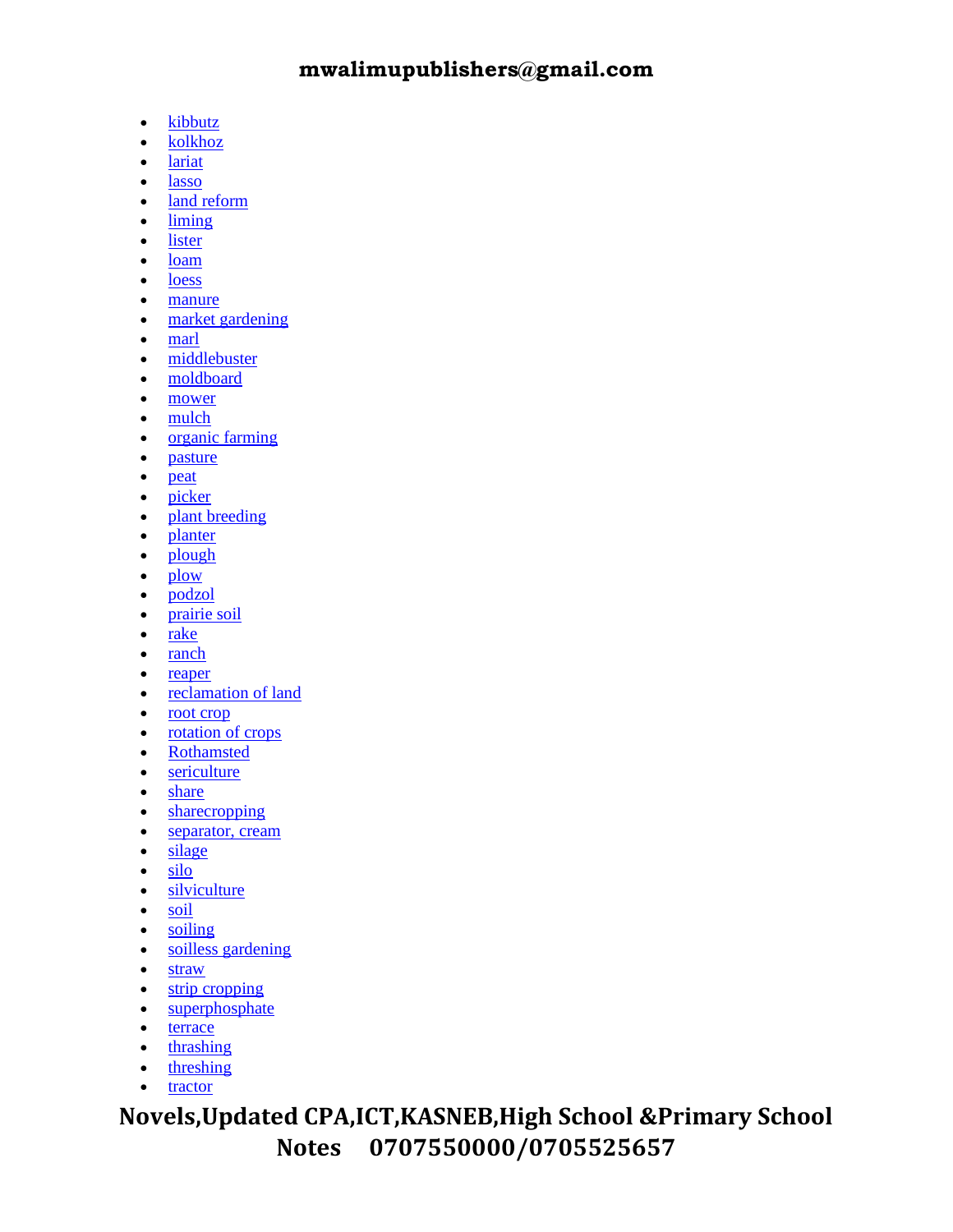- kibbutz
- kolkhoz
- lariat
- lasso
- land reform
- liming
- lister
- loam
- loess
- manure
- market gardening
- marl
- middlebuster
- moldboard
- mower
- mulch
- organic farming
- pasture
- peat
- picker
- plant breeding
- planter
- plough
- plow
- podzol
- prairie soil
- rake
- ranch
- reaper
- reclamation of land
- root crop
- rotation of crops
- Rothamsted
- sericulture
- share
- sharecropping
- separator, cream
- silage
- silo
- silviculture
- soil
- soiling
- soilless gardening
- straw
- strip cropping
- superphosphate
- terrace
- thrashing
- threshing
- tractor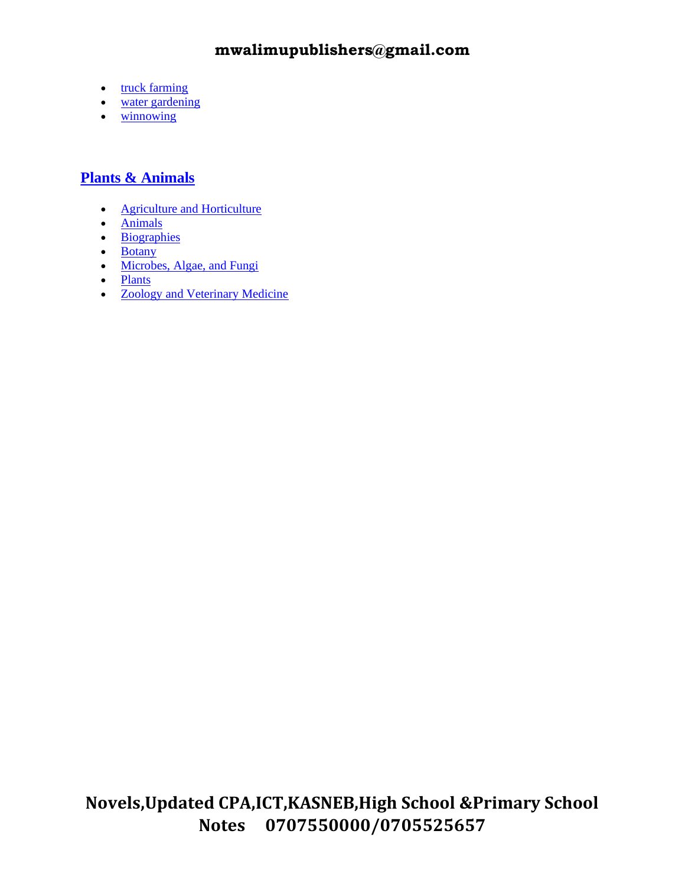- truck farming
- water gardening
- winnowing

## Plants & Animals

- Agriculture and Horticulture
- Animals
- Biographies
- Botany
- Microbes, Algae, and Fungi
- Plants
- Zoology and Veterinary Medicine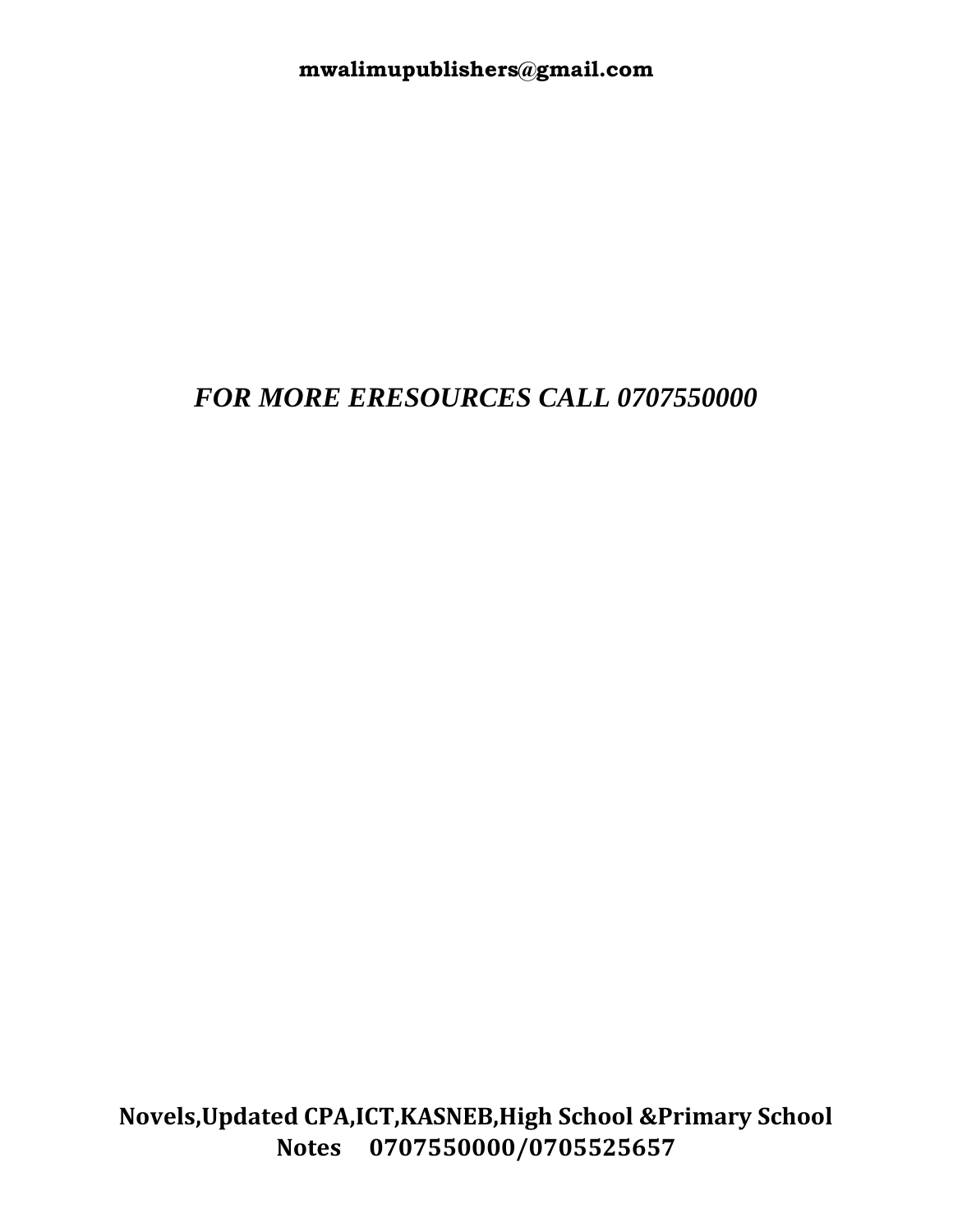**mwalimupublishers@gmail.com**

***FOR MORE ERESOURCES CALL 0707550000***

**Novels,Updated CPA,ICT,KASNEB,High School &Primary School Notes 0707550000/0705525657**